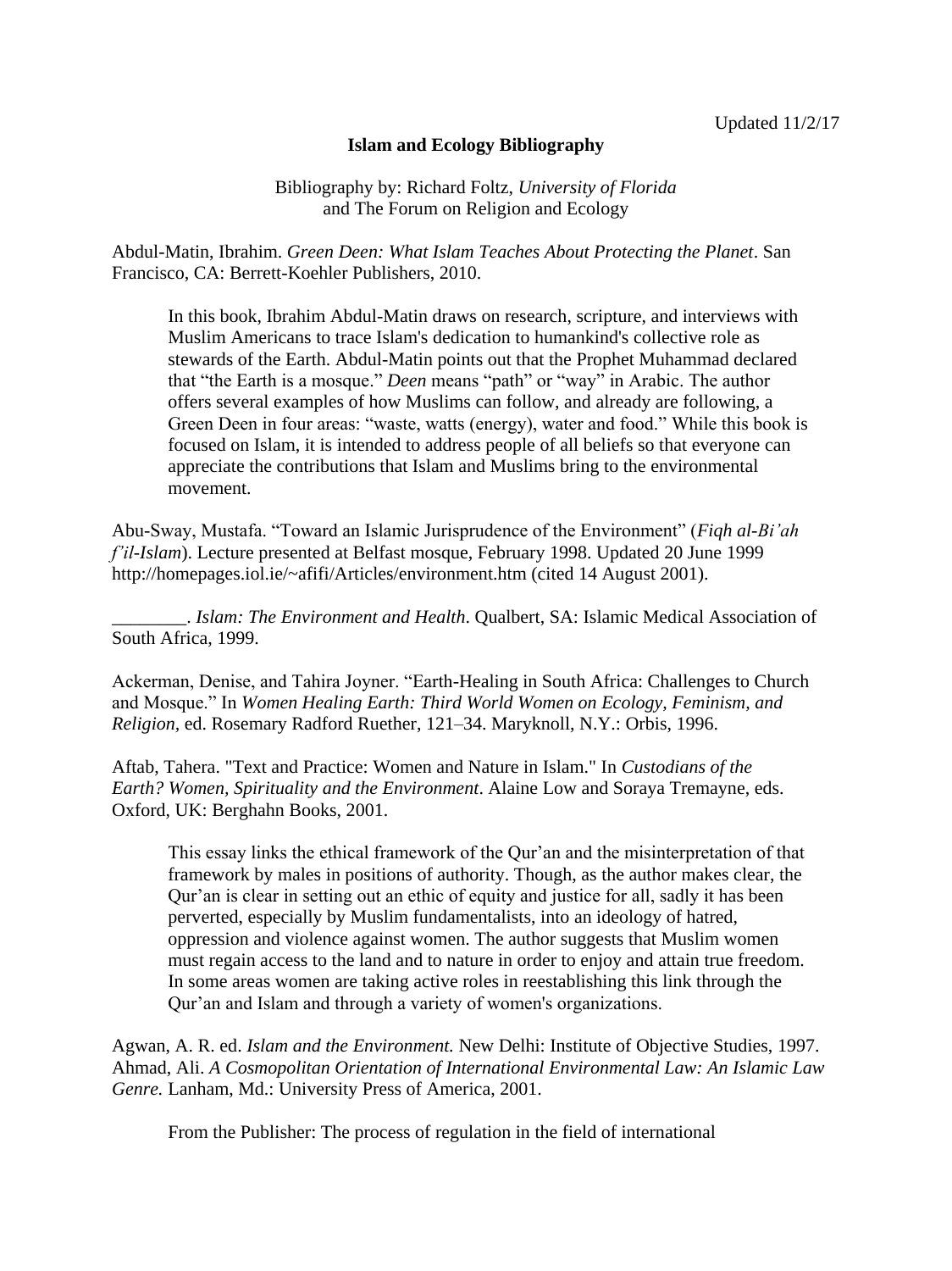Updated 11/2/17

# Islam and Ecology Bibliography

Bibliography by: Richard Foltz, *University of Florida*
and The Forum on Religion and Ecology

Abdul-Matin, Ibrahim. *Green Deen: What Islam Teaches About Protecting the Planet*. San Francisco, CA: Berrett-Koehler Publishers, 2010.

> In this book, Ibrahim Abdul-Matin draws on research, scripture, and interviews with Muslim Americans to trace Islam's dedication to humankind's collective role as stewards of the Earth. Abdul-Matin points out that the Prophet Muhammad declared that "the Earth is a mosque." *Deen* means "path" or "way" in Arabic. The author offers several examples of how Muslims can follow, and already are following, a Green Deen in four areas: "waste, watts (energy), water and food." While this book is focused on Islam, it is intended to address people of all beliefs so that everyone can appreciate the contributions that Islam and Muslims bring to the environmental movement.

Abu-Sway, Mustafa. "Toward an Islamic Jurisprudence of the Environment" (*Fiqh al-Bi'ah f'il-Islam*). Lecture presented at Belfast mosque, February 1998. Updated 20 June 1999 http://homepages.iol.ie/~afifi/Articles/environment.htm (cited 14 August 2001).

________. *Islam: The Environment and Health*. Qualbert, SA: Islamic Medical Association of South Africa, 1999.

Ackerman, Denise, and Tahira Joyner. "Earth-Healing in South Africa: Challenges to Church and Mosque." In *Women Healing Earth: Third World Women on Ecology, Feminism, and Religion,* ed. Rosemary Radford Ruether, 121–34. Maryknoll, N.Y.: Orbis, 1996.

Aftab, Tahera. "Text and Practice: Women and Nature in Islam." In *Custodians of the Earth? Women, Spirituality and the Environment*. Alaine Low and Soraya Tremayne, eds. Oxford, UK: Berghahn Books, 2001.

> This essay links the ethical framework of the Qur'an and the misinterpretation of that framework by males in positions of authority. Though, as the author makes clear, the Qur'an is clear in setting out an ethic of equity and justice for all, sadly it has been perverted, especially by Muslim fundamentalists, into an ideology of hatred, oppression and violence against women. The author suggests that Muslim women must regain access to the land and to nature in order to enjoy and attain true freedom. In some areas women are taking active roles in reestablishing this link through the Qur'an and Islam and through a variety of women's organizations.

Agwan, A. R. ed. *Islam and the Environment.* New Delhi: Institute of Objective Studies, 1997.

Ahmad, Ali. *A Cosmopolitan Orientation of International Environmental Law: An Islamic Law Genre.* Lanham, Md.: University Press of America, 2001.

> From the Publisher: The process of regulation in the field of international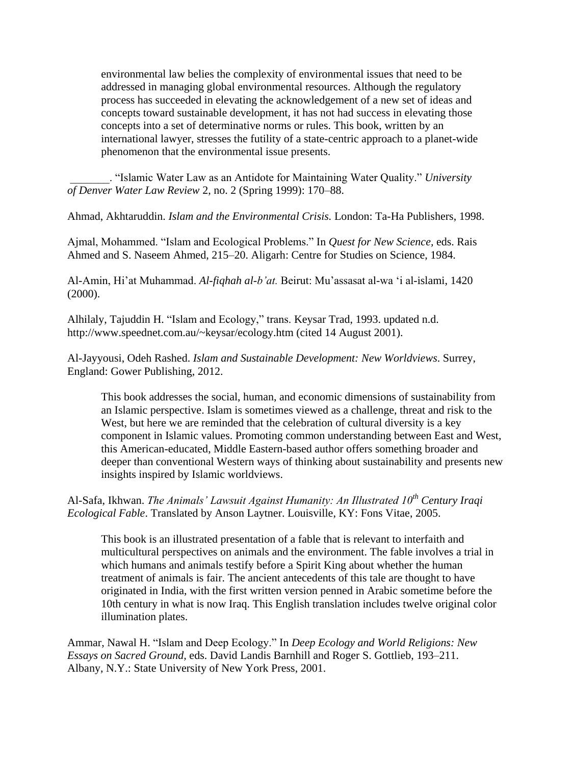environmental law belies the complexity of environmental issues that need to be addressed in managing global environmental resources. Although the regulatory process has succeeded in elevating the acknowledgement of a new set of ideas and concepts toward sustainable development, it has not had success in elevating those concepts into a set of determinative norms or rules. This book, written by an international lawyer, stresses the futility of a state-centric approach to a planet-wide phenomenon that the environmental issue presents.

_______. "Islamic Water Law as an Antidote for Maintaining Water Quality." *University of Denver Water Law Review* 2, no. 2 (Spring 1999): 170–88.

Ahmad, Akhtaruddin. *Islam and the Environmental Crisis.* London: Ta-Ha Publishers, 1998.

Ajmal, Mohammed. "Islam and Ecological Problems." In *Quest for New Science,* eds. Rais Ahmed and S. Naseem Ahmed, 215–20. Aligarh: Centre for Studies on Science, 1984.

Al-Amin, Hi'at Muhammad. *Al-fiqhah al-b'at.* Beirut: Mu'assasat al-wa 'i al-islami, 1420 (2000).

Alhilaly, Tajuddin H. "Islam and Ecology," trans. Keysar Trad, 1993. updated n.d. http://www.speednet.com.au/~keysar/ecology.htm (cited 14 August 2001).

Al-Jayyousi, Odeh Rashed. *Islam and Sustainable Development: New Worldviews*. Surrey, England: Gower Publishing, 2012.

This book addresses the social, human, and economic dimensions of sustainability from an Islamic perspective. Islam is sometimes viewed as a challenge, threat and risk to the West, but here we are reminded that the celebration of cultural diversity is a key component in Islamic values. Promoting common understanding between East and West, this American-educated, Middle Eastern-based author offers something broader and deeper than conventional Western ways of thinking about sustainability and presents new insights inspired by Islamic worldviews.

Al-Safa, Ikhwan. *The Animals' Lawsuit Against Humanity: An Illustrated 10th Century Iraqi Ecological Fable*. Translated by Anson Laytner. Louisville, KY: Fons Vitae, 2005.

This book is an illustrated presentation of a fable that is relevant to interfaith and multicultural perspectives on animals and the environment. The fable involves a trial in which humans and animals testify before a Spirit King about whether the human treatment of animals is fair. The ancient antecedents of this tale are thought to have originated in India, with the first written version penned in Arabic sometime before the 10th century in what is now Iraq. This English translation includes twelve original color illumination plates.

Ammar, Nawal H. "Islam and Deep Ecology." In *Deep Ecology and World Religions: New Essays on Sacred Ground*, eds. David Landis Barnhill and Roger S. Gottlieb, 193–211. Albany, N.Y.: State University of New York Press, 2001.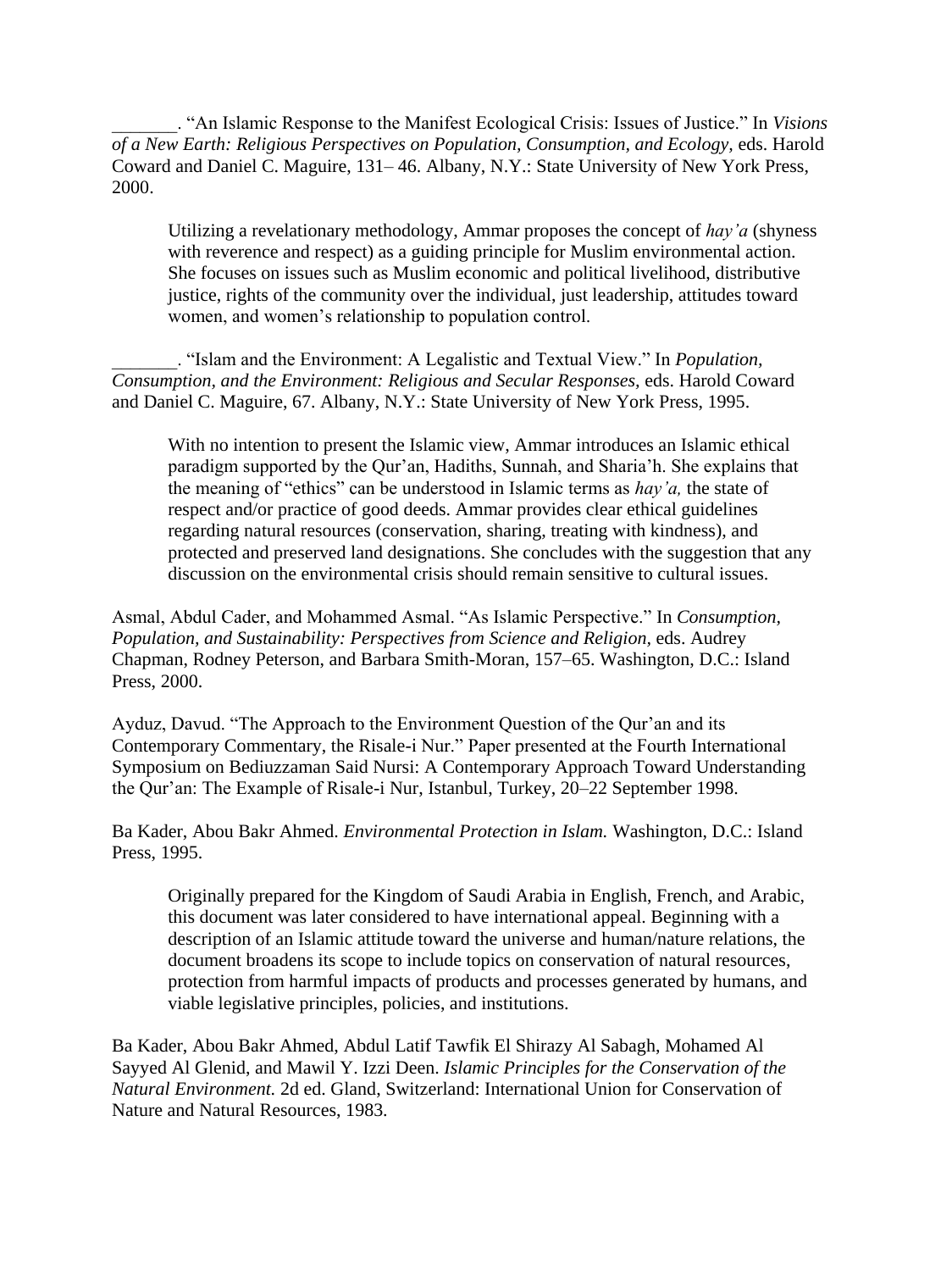_______. "An Islamic Response to the Manifest Ecological Crisis: Issues of Justice." In *Visions of a New Earth: Religious Perspectives on Population, Consumption, and Ecology,* eds. Harold Coward and Daniel C. Maguire, 131– 46. Albany, N.Y.: State University of New York Press, 2000.

> Utilizing a revelationary methodology, Ammar proposes the concept of *hay'a* (shyness with reverence and respect) as a guiding principle for Muslim environmental action. She focuses on issues such as Muslim economic and political livelihood, distributive justice, rights of the community over the individual, just leadership, attitudes toward women, and women's relationship to population control.

_______. "Islam and the Environment: A Legalistic and Textual View." In *Population, Consumption, and the Environment: Religious and Secular Responses,* eds. Harold Coward and Daniel C. Maguire, 67. Albany, N.Y.: State University of New York Press, 1995.

> With no intention to present the Islamic view, Ammar introduces an Islamic ethical paradigm supported by the Qur'an, Hadiths, Sunnah, and Sharia'h. She explains that the meaning of "ethics" can be understood in Islamic terms as *hay'a,* the state of respect and/or practice of good deeds. Ammar provides clear ethical guidelines regarding natural resources (conservation, sharing, treating with kindness), and protected and preserved land designations. She concludes with the suggestion that any discussion on the environmental crisis should remain sensitive to cultural issues.

Asmal, Abdul Cader, and Mohammed Asmal. "As Islamic Perspective." In *Consumption, Population, and Sustainability: Perspectives from Science and Religion,* eds. Audrey Chapman, Rodney Peterson, and Barbara Smith-Moran, 157–65. Washington, D.C.: Island Press, 2000.

Ayduz, Davud. "The Approach to the Environment Question of the Qur'an and its Contemporary Commentary, the Risale-i Nur." Paper presented at the Fourth International Symposium on Bediuzzaman Said Nursi: A Contemporary Approach Toward Understanding the Qur'an: The Example of Risale-i Nur, Istanbul, Turkey, 20–22 September 1998.

Ba Kader, Abou Bakr Ahmed. *Environmental Protection in Islam.* Washington, D.C.: Island Press, 1995.

> Originally prepared for the Kingdom of Saudi Arabia in English, French, and Arabic, this document was later considered to have international appeal. Beginning with a description of an Islamic attitude toward the universe and human/nature relations, the document broadens its scope to include topics on conservation of natural resources, protection from harmful impacts of products and processes generated by humans, and viable legislative principles, policies, and institutions.

Ba Kader, Abou Bakr Ahmed, Abdul Latif Tawfik El Shirazy Al Sabagh, Mohamed Al Sayyed Al Glenid, and Mawil Y. Izzi Deen. *Islamic Principles for the Conservation of the Natural Environment.* 2d ed. Gland, Switzerland: International Union for Conservation of Nature and Natural Resources, 1983.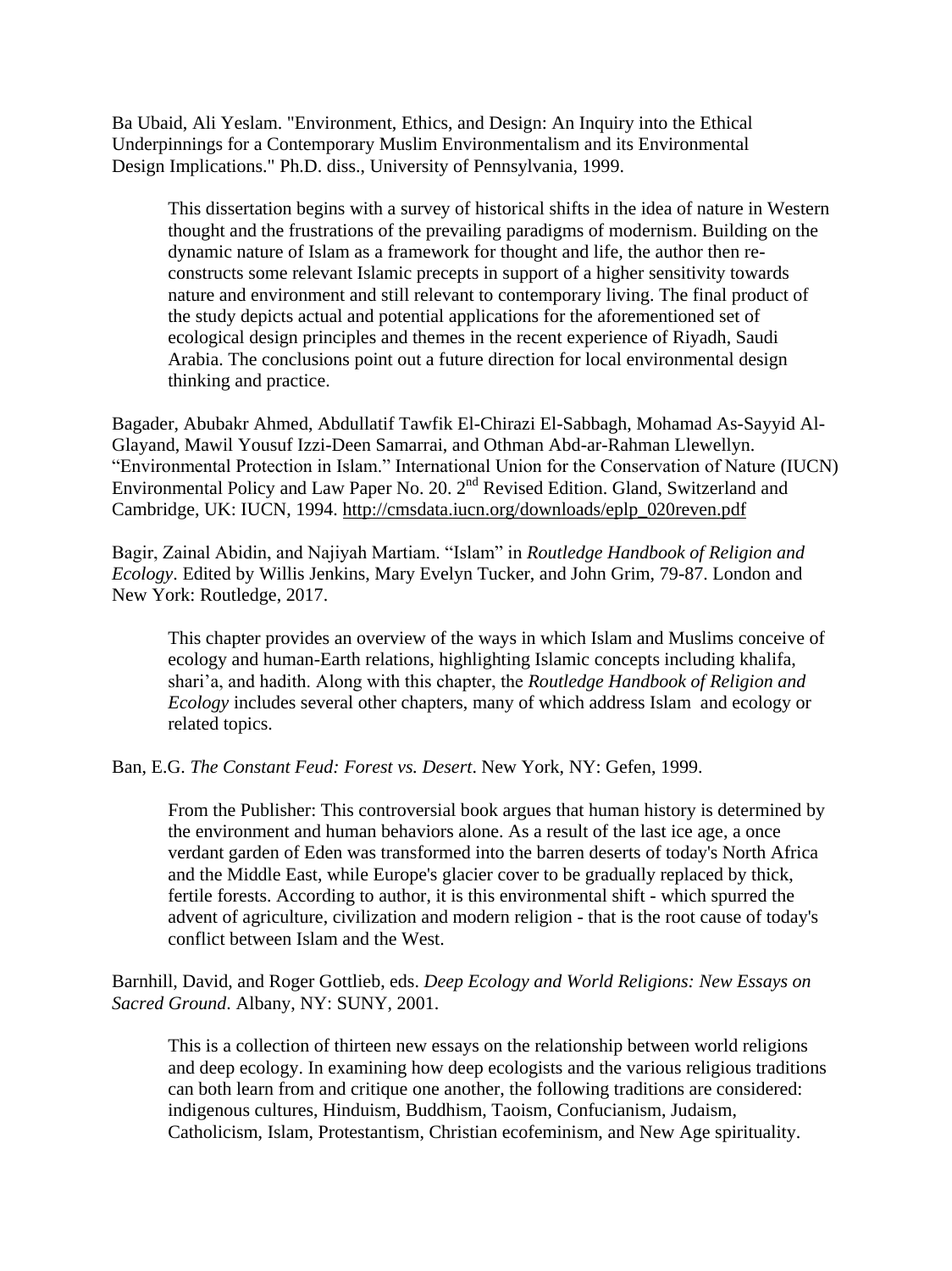Ba Ubaid, Ali Yeslam. "Environment, Ethics, and Design: An Inquiry into the Ethical Underpinnings for a Contemporary Muslim Environmentalism and its Environmental Design Implications." Ph.D. diss., University of Pennsylvania, 1999.

> This dissertation begins with a survey of historical shifts in the idea of nature in Western thought and the frustrations of the prevailing paradigms of modernism. Building on the dynamic nature of Islam as a framework for thought and life, the author then re-constructs some relevant Islamic precepts in support of a higher sensitivity towards nature and environment and still relevant to contemporary living. The final product of the study depicts actual and potential applications for the aforementioned set of ecological design principles and themes in the recent experience of Riyadh, Saudi Arabia. The conclusions point out a future direction for local environmental design thinking and practice.

Bagader, Abubakr Ahmed, Abdullatif Tawfik El-Chirazi El-Sabbagh, Mohamad As-Sayyid Al-Glayand, Mawil Yousuf Izzi-Deen Samarrai, and Othman Abd-ar-Rahman Llewellyn. "Environmental Protection in Islam." International Union for the Conservation of Nature (IUCN) Environmental Policy and Law Paper No. 20. 2nd Revised Edition. Gland, Switzerland and Cambridge, UK: IUCN, 1994. http://cmsdata.iucn.org/downloads/eplp_020reven.pdf

Bagir, Zainal Abidin, and Najiyah Martiam. "Islam" in *Routledge Handbook of Religion and Ecology*. Edited by Willis Jenkins, Mary Evelyn Tucker, and John Grim, 79-87. London and New York: Routledge, 2017.

> This chapter provides an overview of the ways in which Islam and Muslims conceive of ecology and human-Earth relations, highlighting Islamic concepts including khalifa, shari'a, and hadith. Along with this chapter, the *Routledge Handbook of Religion and Ecology* includes several other chapters, many of which address Islam and ecology or related topics.

Ban, E.G. *The Constant Feud: Forest vs. Desert*. New York, NY: Gefen, 1999.

> From the Publisher: This controversial book argues that human history is determined by the environment and human behaviors alone. As a result of the last ice age, a once verdant garden of Eden was transformed into the barren deserts of today's North Africa and the Middle East, while Europe's glacier cover to be gradually replaced by thick, fertile forests. According to author, it is this environmental shift - which spurred the advent of agriculture, civilization and modern religion - that is the root cause of today's conflict between Islam and the West.

Barnhill, David, and Roger Gottlieb, eds. *Deep Ecology and World Religions: New Essays on Sacred Ground*. Albany, NY: SUNY, 2001.

> This is a collection of thirteen new essays on the relationship between world religions and deep ecology. In examining how deep ecologists and the various religious traditions can both learn from and critique one another, the following traditions are considered: indigenous cultures, Hinduism, Buddhism, Taoism, Confucianism, Judaism, Catholicism, Islam, Protestantism, Christian ecofeminism, and New Age spirituality.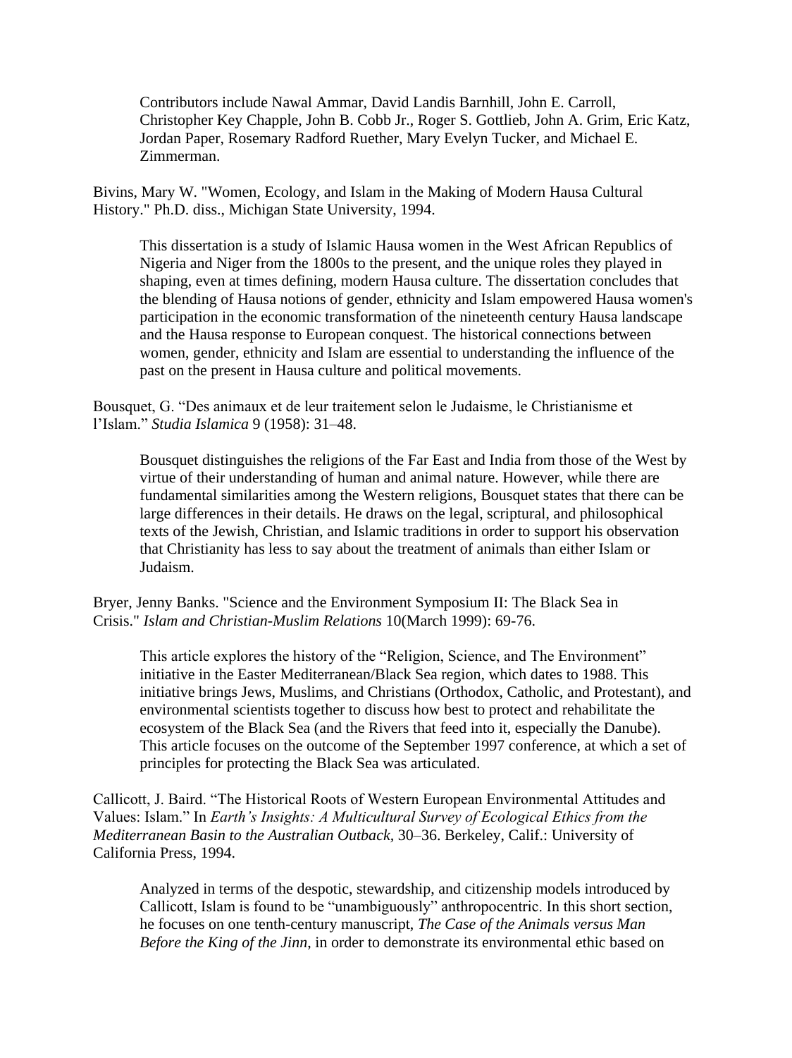Contributors include Nawal Ammar, David Landis Barnhill, John E. Carroll, Christopher Key Chapple, John B. Cobb Jr., Roger S. Gottlieb, John A. Grim, Eric Katz, Jordan Paper, Rosemary Radford Ruether, Mary Evelyn Tucker, and Michael E. Zimmerman.

Bivins, Mary W. "Women, Ecology, and Islam in the Making of Modern Hausa Cultural History." Ph.D. diss., Michigan State University, 1994.

> This dissertation is a study of Islamic Hausa women in the West African Republics of Nigeria and Niger from the 1800s to the present, and the unique roles they played in shaping, even at times defining, modern Hausa culture. The dissertation concludes that the blending of Hausa notions of gender, ethnicity and Islam empowered Hausa women's participation in the economic transformation of the nineteenth century Hausa landscape and the Hausa response to European conquest. The historical connections between women, gender, ethnicity and Islam are essential to understanding the influence of the past on the present in Hausa culture and political movements.

Bousquet, G. "Des animaux et de leur traitement selon le Judaisme, le Christianisme et l'Islam." *Studia Islamica* 9 (1958): 31–48.

> Bousquet distinguishes the religions of the Far East and India from those of the West by virtue of their understanding of human and animal nature. However, while there are fundamental similarities among the Western religions, Bousquet states that there can be large differences in their details. He draws on the legal, scriptural, and philosophical texts of the Jewish, Christian, and Islamic traditions in order to support his observation that Christianity has less to say about the treatment of animals than either Islam or Judaism.

Bryer, Jenny Banks. "Science and the Environment Symposium II: The Black Sea in Crisis." *Islam and Christian-Muslim Relations* 10(March 1999): 69-76.

> This article explores the history of the "Religion, Science, and The Environment" initiative in the Easter Mediterranean/Black Sea region, which dates to 1988. This initiative brings Jews, Muslims, and Christians (Orthodox, Catholic, and Protestant), and environmental scientists together to discuss how best to protect and rehabilitate the ecosystem of the Black Sea (and the Rivers that feed into it, especially the Danube). This article focuses on the outcome of the September 1997 conference, at which a set of principles for protecting the Black Sea was articulated.

Callicott, J. Baird. "The Historical Roots of Western European Environmental Attitudes and Values: Islam." In *Earth's Insights: A Multicultural Survey of Ecological Ethics from the Mediterranean Basin to the Australian Outback*, 30–36. Berkeley, Calif.: University of California Press, 1994.

> Analyzed in terms of the despotic, stewardship, and citizenship models introduced by Callicott, Islam is found to be "unambiguously" anthropocentric. In this short section, he focuses on one tenth-century manuscript, *The Case of the Animals versus Man Before the King of the Jinn*, in order to demonstrate its environmental ethic based on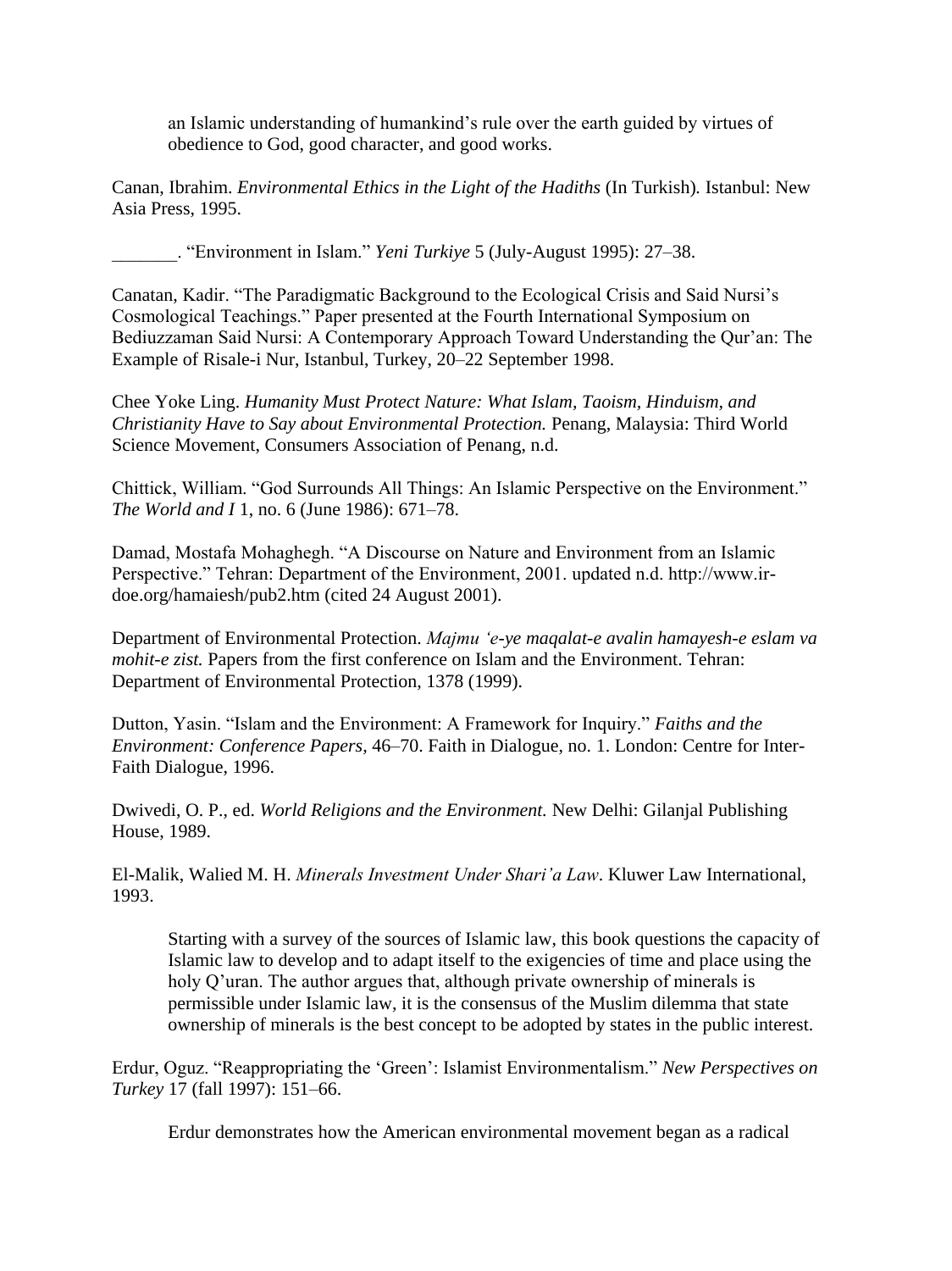> an Islamic understanding of humankind's rule over the earth guided by virtues of obedience to God, good character, and good works.

Canan, Ibrahim. *Environmental Ethics in the Light of the Hadiths* (In Turkish)*.* Istanbul: New Asia Press, 1995.

_______. "Environment in Islam." *Yeni Turkiye* 5 (July-August 1995): 27–38.

Canatan, Kadir. "The Paradigmatic Background to the Ecological Crisis and Said Nursi's Cosmological Teachings." Paper presented at the Fourth International Symposium on Bediuzzaman Said Nursi: A Contemporary Approach Toward Understanding the Qur'an: The Example of Risale-i Nur, Istanbul, Turkey, 20–22 September 1998.

Chee Yoke Ling. *Humanity Must Protect Nature: What Islam, Taoism, Hinduism, and Christianity Have to Say about Environmental Protection.* Penang, Malaysia: Third World Science Movement, Consumers Association of Penang, n.d.

Chittick, William. "God Surrounds All Things: An Islamic Perspective on the Environment." *The World and I* 1, no. 6 (June 1986): 671–78.

Damad, Mostafa Mohaghegh. "A Discourse on Nature and Environment from an Islamic Perspective." Tehran: Department of the Environment, 2001. updated n.d. http://www.ir-doe.org/hamaiesh/pub2.htm (cited 24 August 2001).

Department of Environmental Protection. *Majmu 'e-ye maqalat-e avalin hamayesh-e eslam va mohit-e zist.* Papers from the first conference on Islam and the Environment. Tehran: Department of Environmental Protection, 1378 (1999).

Dutton, Yasin. "Islam and the Environment: A Framework for Inquiry." *Faiths and the Environment: Conference Papers,* 46–70. Faith in Dialogue, no. 1. London: Centre for Inter-Faith Dialogue, 1996.

Dwivedi, O. P., ed. *World Religions and the Environment.* New Delhi: Gilanjal Publishing House, 1989.

El-Malik, Walied M. H. *Minerals Investment Under Shari'a Law*. Kluwer Law International, 1993.

> Starting with a survey of the sources of Islamic law, this book questions the capacity of Islamic law to develop and to adapt itself to the exigencies of time and place using the holy Q'uran. The author argues that, although private ownership of minerals is permissible under Islamic law, it is the consensus of the Muslim dilemma that state ownership of minerals is the best concept to be adopted by states in the public interest.

Erdur, Oguz. "Reappropriating the 'Green': Islamist Environmentalism." *New Perspectives on Turkey* 17 (fall 1997): 151–66.

> Erdur demonstrates how the American environmental movement began as a radical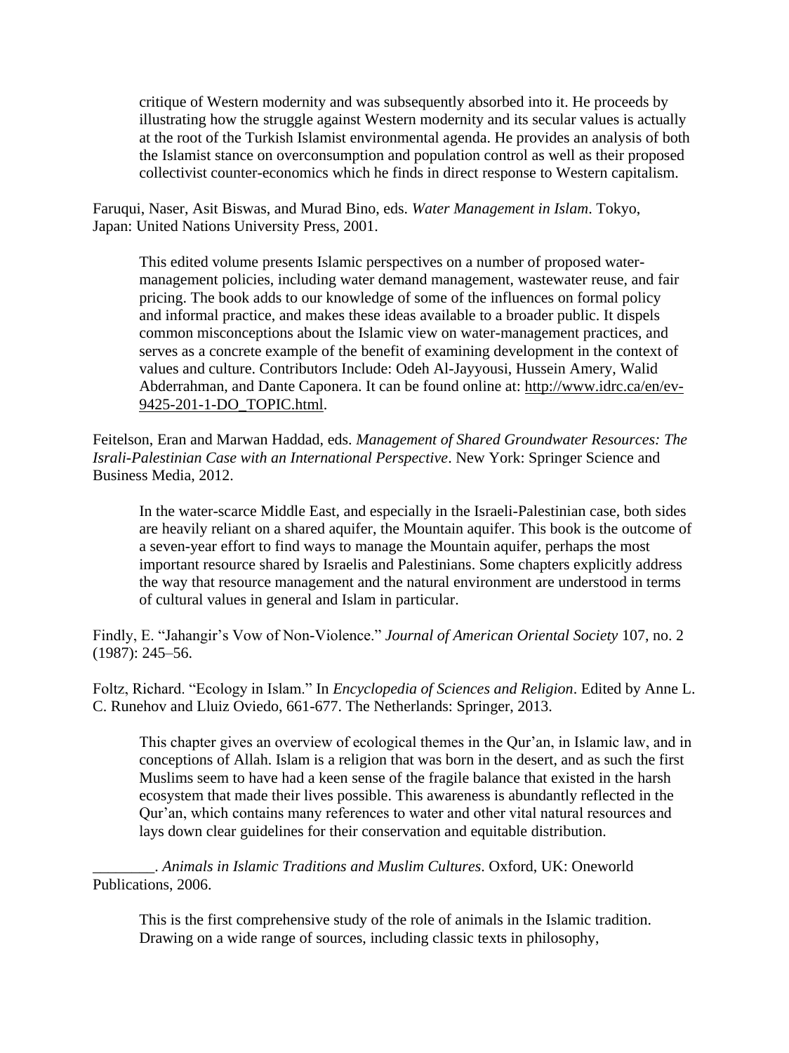critique of Western modernity and was subsequently absorbed into it. He proceeds by illustrating how the struggle against Western modernity and its secular values is actually at the root of the Turkish Islamist environmental agenda. He provides an analysis of both the Islamist stance on overconsumption and population control as well as their proposed collectivist counter-economics which he finds in direct response to Western capitalism.

Faruqui, Naser, Asit Biswas, and Murad Bino, eds. *Water Management in Islam*. Tokyo, Japan: United Nations University Press, 2001.

> This edited volume presents Islamic perspectives on a number of proposed water-management policies, including water demand management, wastewater reuse, and fair pricing. The book adds to our knowledge of some of the influences on formal policy and informal practice, and makes these ideas available to a broader public. It dispels common misconceptions about the Islamic view on water-management practices, and serves as a concrete example of the benefit of examining development in the context of values and culture. Contributors Include: Odeh Al-Jayyousi, Hussein Amery, Walid Abderrahman, and Dante Caponera. It can be found online at: http://www.idrc.ca/en/ev-9425-201-1-DO_TOPIC.html.

Feitelson, Eran and Marwan Haddad, eds. *Management of Shared Groundwater Resources: The Israli-Palestinian Case with an International Perspective*. New York: Springer Science and Business Media, 2012.

> In the water-scarce Middle East, and especially in the Israeli-Palestinian case, both sides are heavily reliant on a shared aquifer, the Mountain aquifer. This book is the outcome of a seven-year effort to find ways to manage the Mountain aquifer, perhaps the most important resource shared by Israelis and Palestinians. Some chapters explicitly address the way that resource management and the natural environment are understood in terms of cultural values in general and Islam in particular.

Findly, E. "Jahangir's Vow of Non-Violence." *Journal of American Oriental Society* 107, no. 2 (1987): 245–56.

Foltz, Richard. "Ecology in Islam." In *Encyclopedia of Sciences and Religion*. Edited by Anne L. C. Runehov and Lluiz Oviedo, 661-677. The Netherlands: Springer, 2013.

> This chapter gives an overview of ecological themes in the Qur'an, in Islamic law, and in conceptions of Allah. Islam is a religion that was born in the desert, and as such the first Muslims seem to have had a keen sense of the fragile balance that existed in the harsh ecosystem that made their lives possible. This awareness is abundantly reflected in the Qur'an, which contains many references to water and other vital natural resources and lays down clear guidelines for their conservation and equitable distribution.

________. *Animals in Islamic Traditions and Muslim Cultures*. Oxford, UK: Oneworld Publications, 2006.

> This is the first comprehensive study of the role of animals in the Islamic tradition. Drawing on a wide range of sources, including classic texts in philosophy,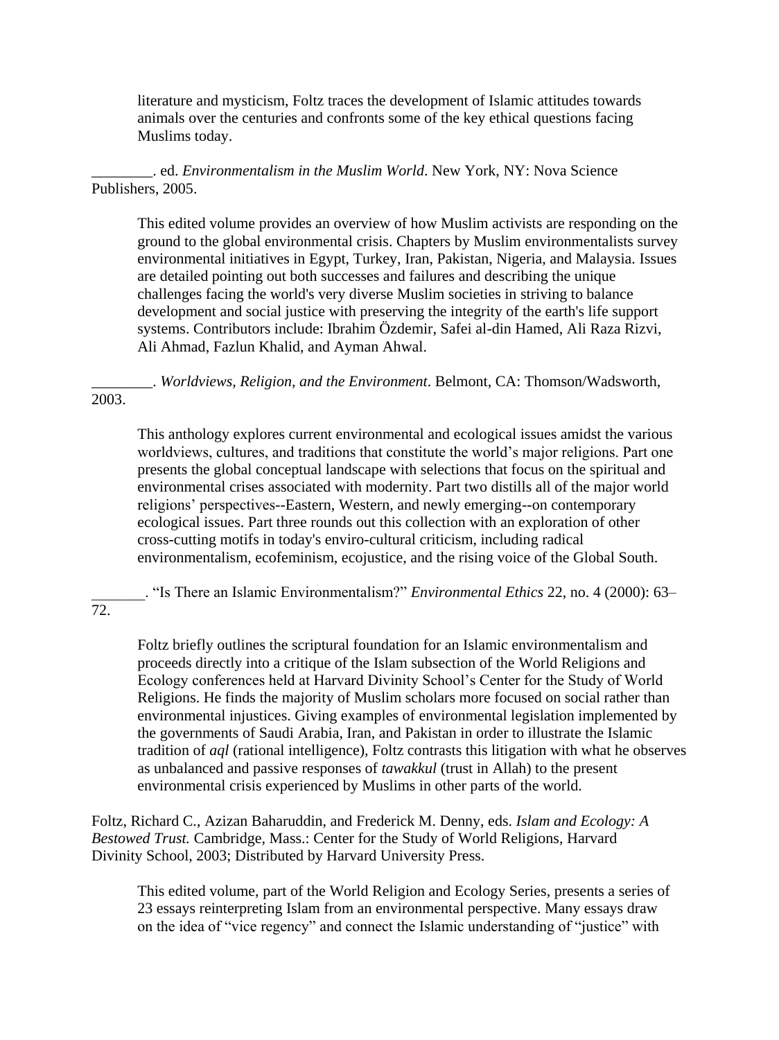literature and mysticism, Foltz traces the development of Islamic attitudes towards animals over the centuries and confronts some of the key ethical questions facing Muslims today.

________. ed. *Environmentalism in the Muslim World*. New York, NY: Nova Science Publishers, 2005.

This edited volume provides an overview of how Muslim activists are responding on the ground to the global environmental crisis. Chapters by Muslim environmentalists survey environmental initiatives in Egypt, Turkey, Iran, Pakistan, Nigeria, and Malaysia. Issues are detailed pointing out both successes and failures and describing the unique challenges facing the world's very diverse Muslim societies in striving to balance development and social justice with preserving the integrity of the earth's life support systems. Contributors include: Ibrahim Özdemir, Safei al-din Hamed, Ali Raza Rizvi, Ali Ahmad, Fazlun Khalid, and Ayman Ahwal.

________. *Worldviews, Religion, and the Environment*. Belmont, CA: Thomson/Wadsworth, 2003.

This anthology explores current environmental and ecological issues amidst the various worldviews, cultures, and traditions that constitute the world's major religions. Part one presents the global conceptual landscape with selections that focus on the spiritual and environmental crises associated with modernity. Part two distills all of the major world religions' perspectives--Eastern, Western, and newly emerging--on contemporary ecological issues. Part three rounds out this collection with an exploration of other cross-cutting motifs in today's enviro-cultural criticism, including radical environmentalism, ecofeminism, ecojustice, and the rising voice of the Global South.

_______. "Is There an Islamic Environmentalism?" *Environmental Ethics* 22, no. 4 (2000): 63–72.

Foltz briefly outlines the scriptural foundation for an Islamic environmentalism and proceeds directly into a critique of the Islam subsection of the World Religions and Ecology conferences held at Harvard Divinity School's Center for the Study of World Religions. He finds the majority of Muslim scholars more focused on social rather than environmental injustices. Giving examples of environmental legislation implemented by the governments of Saudi Arabia, Iran, and Pakistan in order to illustrate the Islamic tradition of *aql* (rational intelligence), Foltz contrasts this litigation with what he observes as unbalanced and passive responses of *tawakkul* (trust in Allah) to the present environmental crisis experienced by Muslims in other parts of the world.

Foltz, Richard C., Azizan Baharuddin, and Frederick M. Denny, eds. *Islam and Ecology: A Bestowed Trust.* Cambridge, Mass.: Center for the Study of World Religions, Harvard Divinity School, 2003; Distributed by Harvard University Press.

This edited volume, part of the World Religion and Ecology Series, presents a series of 23 essays reinterpreting Islam from an environmental perspective. Many essays draw on the idea of "vice regency" and connect the Islamic understanding of "justice" with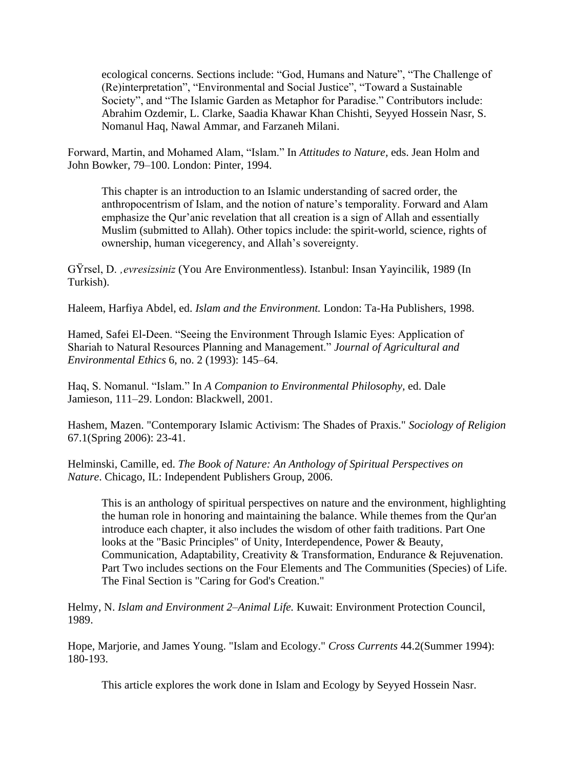ecological concerns. Sections include: “God, Humans and Nature”, “The Challenge of (Re)interpretation”, “Environmental and Social Justice”, “Toward a Sustainable Society”, and “The Islamic Garden as Metaphor for Paradise.” Contributors include: Abrahim Ozdemir, L. Clarke, Saadia Khawar Khan Chishti, Seyyed Hossein Nasr, S. Nomanul Haq, Nawal Ammar, and Farzaneh Milani.

Forward, Martin, and Mohamed Alam, “Islam.” In *Attitudes to Nature*, eds. Jean Holm and John Bowker, 79–100. London: Pinter, 1994.

This chapter is an introduction to an Islamic understanding of sacred order, the anthropocentrism of Islam, and the notion of nature’s temporality. Forward and Alam emphasize the Qur’anic revelation that all creation is a sign of Allah and essentially Muslim (submitted to Allah). Other topics include: the spirit-world, science, rights of ownership, human vicegerency, and Allah’s sovereignty.

GŸrsel, D. *‚evresizsiniz* (You Are Environmentless). Istanbul: Insan Yayincilik, 1989 (In Turkish).

Haleem, Harfiya Abdel, ed. *Islam and the Environment.* London: Ta-Ha Publishers, 1998.

Hamed, Safei El-Deen. “Seeing the Environment Through Islamic Eyes: Application of Shariah to Natural Resources Planning and Management.” *Journal of Agricultural and Environmental Ethics* 6, no. 2 (1993): 145–64.

Haq, S. Nomanul. “Islam.” In *A Companion to Environmental Philosophy*, ed. Dale Jamieson, 111–29. London: Blackwell, 2001.

Hashem, Mazen. "Contemporary Islamic Activism: The Shades of Praxis." *Sociology of Religion* 67.1(Spring 2006): 23-41.

Helminski, Camille, ed. *The Book of Nature: An Anthology of Spiritual Perspectives on Nature*. Chicago, IL: Independent Publishers Group, 2006.

This is an anthology of spiritual perspectives on nature and the environment, highlighting the human role in honoring and maintaining the balance. While themes from the Qur'an introduce each chapter, it also includes the wisdom of other faith traditions. Part One looks at the "Basic Principles" of Unity, Interdependence, Power & Beauty, Communication, Adaptability, Creativity & Transformation, Endurance & Rejuvenation. Part Two includes sections on the Four Elements and The Communities (Species) of Life. The Final Section is "Caring for God's Creation."

Helmy, N. *Islam and Environment 2–Animal Life.* Kuwait: Environment Protection Council, 1989.

Hope, Marjorie, and James Young. "Islam and Ecology." *Cross Currents* 44.2(Summer 1994): 180-193.

This article explores the work done in Islam and Ecology by Seyyed Hossein Nasr.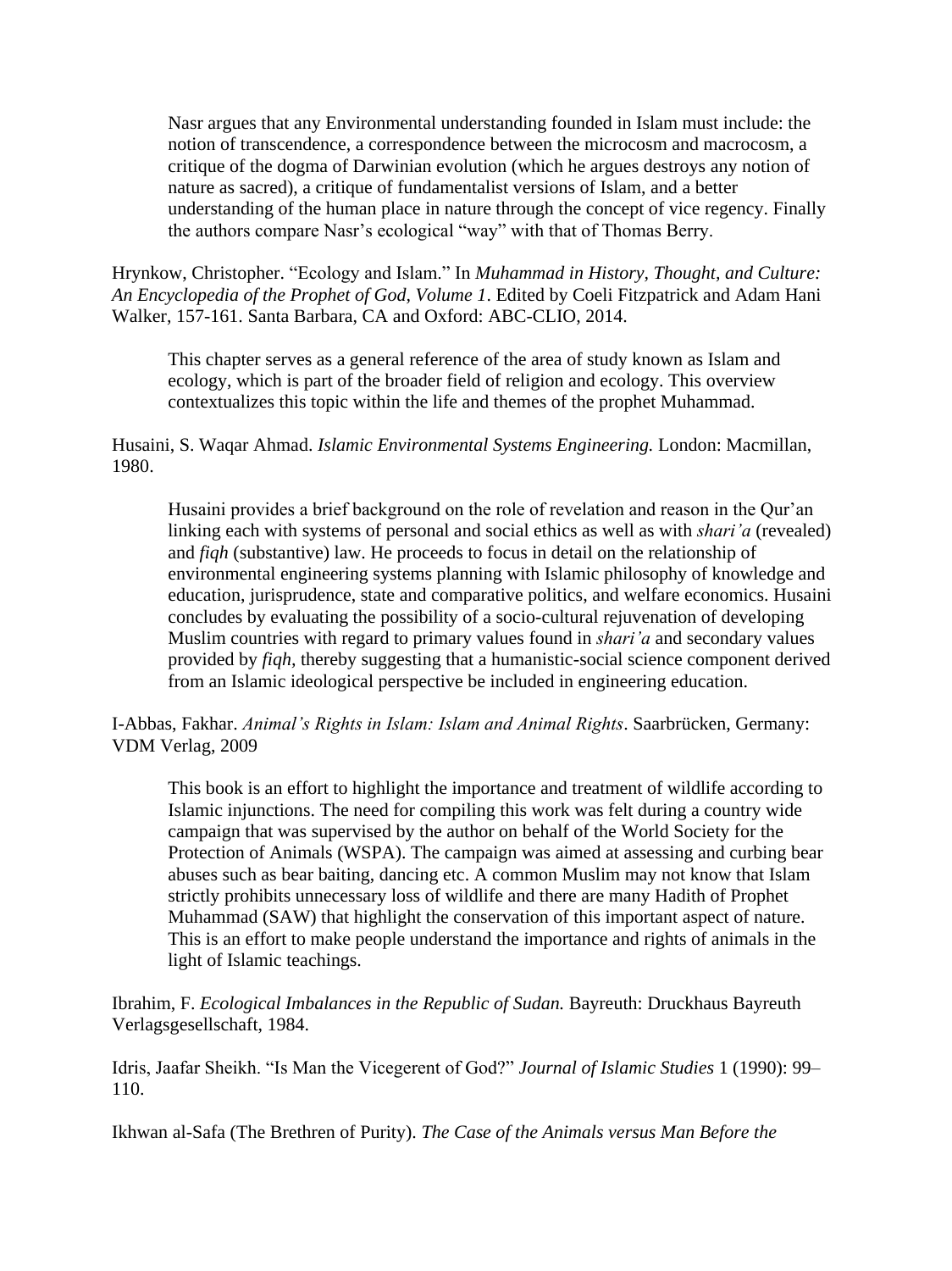> Nasr argues that any Environmental understanding founded in Islam must include: the notion of transcendence, a correspondence between the microcosm and macrocosm, a critique of the dogma of Darwinian evolution (which he argues destroys any notion of nature as sacred), a critique of fundamentalist versions of Islam, and a better understanding of the human place in nature through the concept of vice regency. Finally the authors compare Nasr's ecological "way" with that of Thomas Berry.

Hrynkow, Christopher. "Ecology and Islam." In *Muhammad in History, Thought, and Culture: An Encyclopedia of the Prophet of God, Volume 1*. Edited by Coeli Fitzpatrick and Adam Hani Walker, 157-161. Santa Barbara, CA and Oxford: ABC-CLIO, 2014.

> This chapter serves as a general reference of the area of study known as Islam and ecology, which is part of the broader field of religion and ecology. This overview contextualizes this topic within the life and themes of the prophet Muhammad.

Husaini, S. Waqar Ahmad. *Islamic Environmental Systems Engineering.* London: Macmillan, 1980.

> Husaini provides a brief background on the role of revelation and reason in the Qur'an linking each with systems of personal and social ethics as well as with *shari'a* (revealed) and *fiqh* (substantive) law. He proceeds to focus in detail on the relationship of environmental engineering systems planning with Islamic philosophy of knowledge and education, jurisprudence, state and comparative politics, and welfare economics. Husaini concludes by evaluating the possibility of a socio-cultural rejuvenation of developing Muslim countries with regard to primary values found in *shari'a* and secondary values provided by *fiqh,* thereby suggesting that a humanistic-social science component derived from an Islamic ideological perspective be included in engineering education.

I-Abbas, Fakhar. *Animal's Rights in Islam: Islam and Animal Rights*. Saarbrücken, Germany: VDM Verlag, 2009

> This book is an effort to highlight the importance and treatment of wildlife according to Islamic injunctions. The need for compiling this work was felt during a country wide campaign that was supervised by the author on behalf of the World Society for the Protection of Animals (WSPA). The campaign was aimed at assessing and curbing bear abuses such as bear baiting, dancing etc. A common Muslim may not know that Islam strictly prohibits unnecessary loss of wildlife and there are many Hadith of Prophet Muhammad (SAW) that highlight the conservation of this important aspect of nature. This is an effort to make people understand the importance and rights of animals in the light of Islamic teachings.

Ibrahim, F. *Ecological Imbalances in the Republic of Sudan.* Bayreuth: Druckhaus Bayreuth Verlagsgesellschaft, 1984.

Idris, Jaafar Sheikh. "Is Man the Vicegerent of God?" *Journal of Islamic Studies* 1 (1990): 99–110.

Ikhwan al-Safa (The Brethren of Purity). *The Case of the Animals versus Man Before the*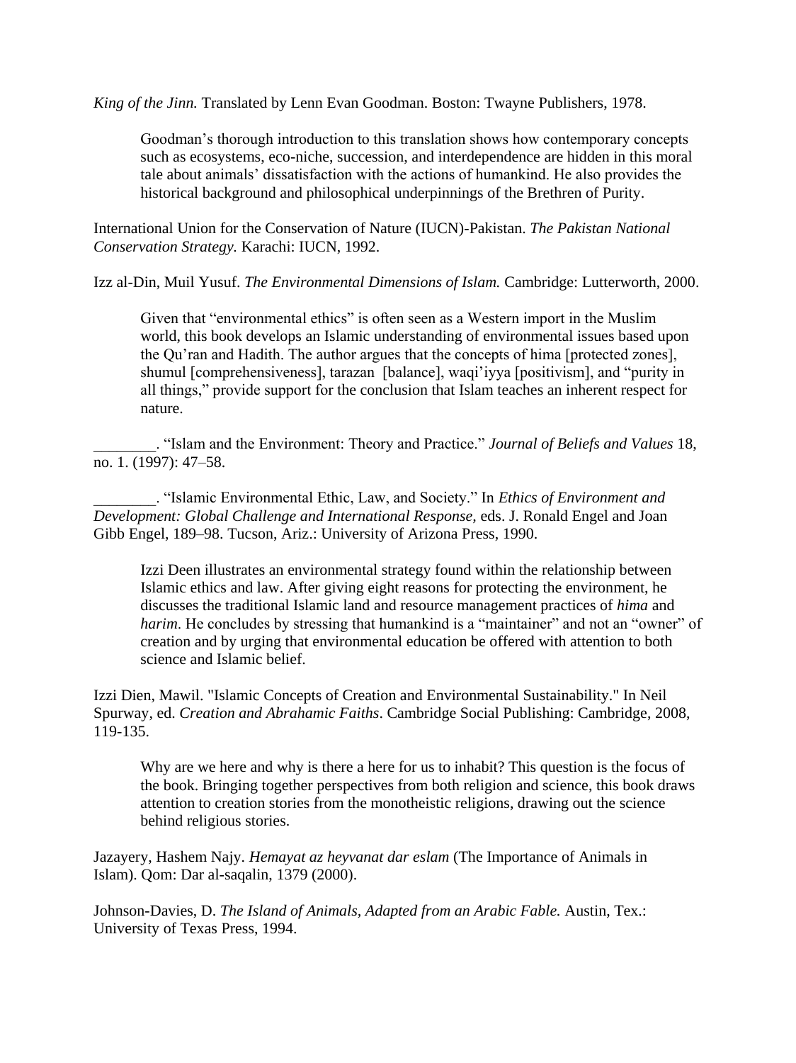*King of the Jinn.* Translated by Lenn Evan Goodman. Boston: Twayne Publishers, 1978.

> Goodman's thorough introduction to this translation shows how contemporary concepts such as ecosystems, eco-niche, succession, and interdependence are hidden in this moral tale about animals' dissatisfaction with the actions of humankind. He also provides the historical background and philosophical underpinnings of the Brethren of Purity.

International Union for the Conservation of Nature (IUCN)-Pakistan. *The Pakistan National Conservation Strategy.* Karachi: IUCN, 1992.

Izz al-Din, Muil Yusuf. *The Environmental Dimensions of Islam.* Cambridge: Lutterworth, 2000.

> Given that "environmental ethics" is often seen as a Western import in the Muslim world, this book develops an Islamic understanding of environmental issues based upon the Qu'ran and Hadith. The author argues that the concepts of hima [protected zones], shumul [comprehensiveness], tarazan [balance], waqi'iyya [positivism], and "purity in all things," provide support for the conclusion that Islam teaches an inherent respect for nature.

________. "Islam and the Environment: Theory and Practice." *Journal of Beliefs and Values* 18, no. 1. (1997): 47–58.

________. "Islamic Environmental Ethic, Law, and Society." In *Ethics of Environment and Development: Global Challenge and International Response,* eds. J. Ronald Engel and Joan Gibb Engel, 189–98. Tucson, Ariz.: University of Arizona Press, 1990.

> Izzi Deen illustrates an environmental strategy found within the relationship between Islamic ethics and law. After giving eight reasons for protecting the environment, he discusses the traditional Islamic land and resource management practices of *hima* and *harim*. He concludes by stressing that humankind is a "maintainer" and not an "owner" of creation and by urging that environmental education be offered with attention to both science and Islamic belief.

Izzi Dien, Mawil. "Islamic Concepts of Creation and Environmental Sustainability." In Neil Spurway, ed. *Creation and Abrahamic Faiths*. Cambridge Social Publishing: Cambridge, 2008, 119-135.

> Why are we here and why is there a here for us to inhabit? This question is the focus of the book. Bringing together perspectives from both religion and science, this book draws attention to creation stories from the monotheistic religions, drawing out the science behind religious stories.

Jazayery, Hashem Najy. *Hemayat az heyvanat dar eslam* (The Importance of Animals in Islam). Qom: Dar al-saqalin, 1379 (2000).

Johnson-Davies, D. *The Island of Animals, Adapted from an Arabic Fable.* Austin, Tex.: University of Texas Press, 1994.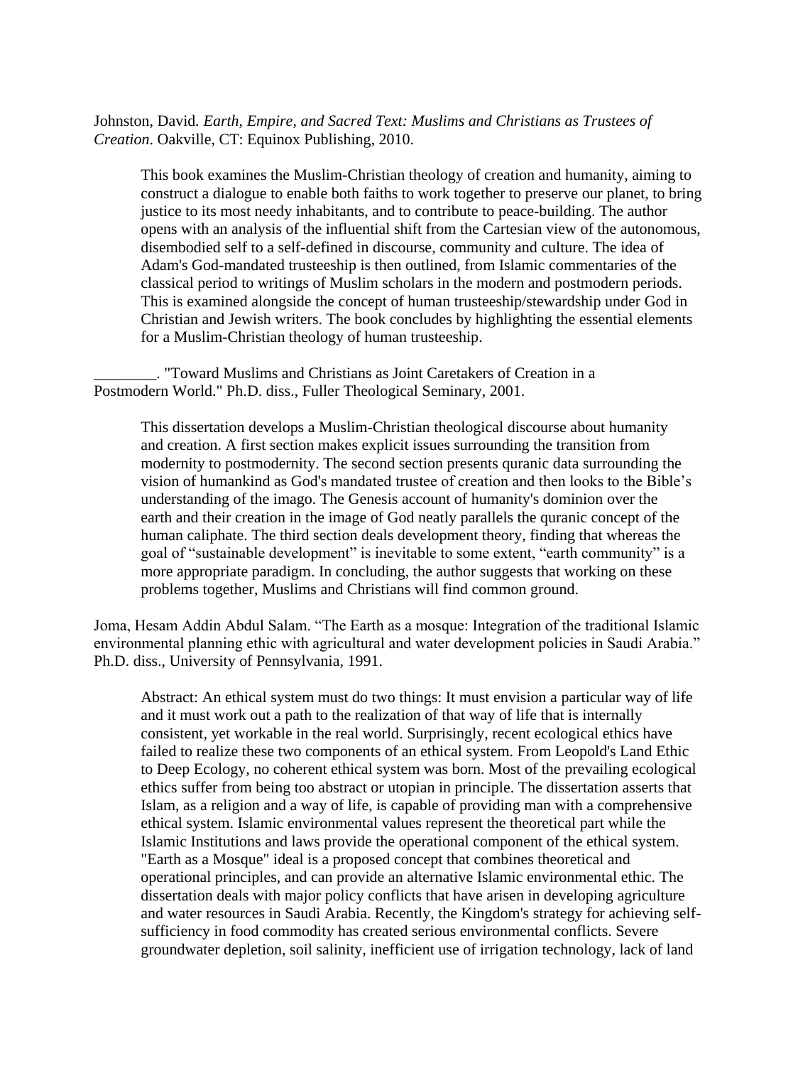Johnston, David. *Earth, Empire, and Sacred Text: Muslims and Christians as Trustees of Creation*. Oakville, CT: Equinox Publishing, 2010.

> This book examines the Muslim-Christian theology of creation and humanity, aiming to construct a dialogue to enable both faiths to work together to preserve our planet, to bring justice to its most needy inhabitants, and to contribute to peace-building. The author opens with an analysis of the influential shift from the Cartesian view of the autonomous, disembodied self to a self-defined in discourse, community and culture. The idea of Adam's God-mandated trusteeship is then outlined, from Islamic commentaries of the classical period to writings of Muslim scholars in the modern and postmodern periods. This is examined alongside the concept of human trusteeship/stewardship under God in Christian and Jewish writers. The book concludes by highlighting the essential elements for a Muslim-Christian theology of human trusteeship.

________. "Toward Muslims and Christians as Joint Caretakers of Creation in a Postmodern World." Ph.D. diss., Fuller Theological Seminary, 2001.

> This dissertation develops a Muslim-Christian theological discourse about humanity and creation. A first section makes explicit issues surrounding the transition from modernity to postmodernity. The second section presents quranic data surrounding the vision of humankind as God's mandated trustee of creation and then looks to the Bible's understanding of the imago. The Genesis account of humanity's dominion over the earth and their creation in the image of God neatly parallels the quranic concept of the human caliphate. The third section deals development theory, finding that whereas the goal of "sustainable development" is inevitable to some extent, "earth community" is a more appropriate paradigm. In concluding, the author suggests that working on these problems together, Muslims and Christians will find common ground.

Joma, Hesam Addin Abdul Salam. "The Earth as a mosque: Integration of the traditional Islamic environmental planning ethic with agricultural and water development policies in Saudi Arabia." Ph.D. diss., University of Pennsylvania, 1991.

> Abstract: An ethical system must do two things: It must envision a particular way of life and it must work out a path to the realization of that way of life that is internally consistent, yet workable in the real world. Surprisingly, recent ecological ethics have failed to realize these two components of an ethical system. From Leopold's Land Ethic to Deep Ecology, no coherent ethical system was born. Most of the prevailing ecological ethics suffer from being too abstract or utopian in principle. The dissertation asserts that Islam, as a religion and a way of life, is capable of providing man with a comprehensive ethical system. Islamic environmental values represent the theoretical part while the Islamic Institutions and laws provide the operational component of the ethical system. "Earth as a Mosque" ideal is a proposed concept that combines theoretical and operational principles, and can provide an alternative Islamic environmental ethic. The dissertation deals with major policy conflicts that have arisen in developing agriculture and water resources in Saudi Arabia. Recently, the Kingdom's strategy for achieving self-sufficiency in food commodity has created serious environmental conflicts. Severe groundwater depletion, soil salinity, inefficient use of irrigation technology, lack of land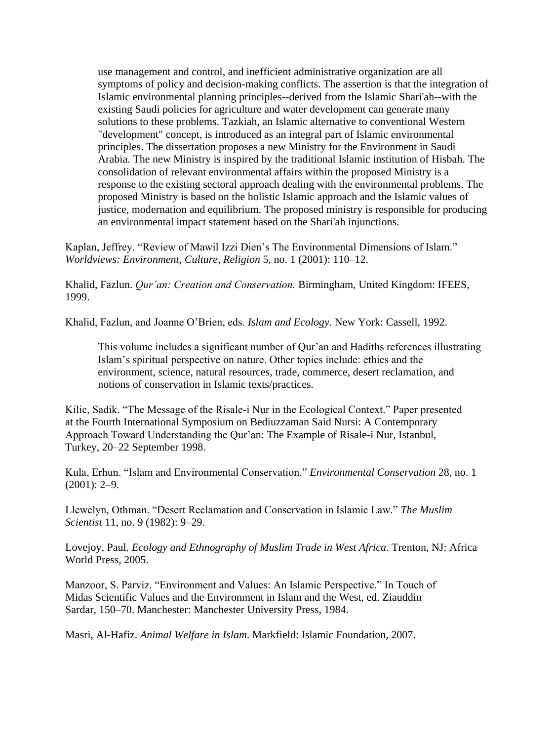> use management and control, and inefficient administrative organization are all symptoms of policy and decision-making conflicts. The assertion is that the integration of Islamic environmental planning principles--derived from the Islamic Shari'ah--with the existing Saudi policies for agriculture and water development can generate many solutions to these problems. Tazkiah, an Islamic alternative to conventional Western "development" concept, is introduced as an integral part of Islamic environmental principles. The dissertation proposes a new Ministry for the Environment in Saudi Arabia. The new Ministry is inspired by the traditional Islamic institution of Hisbah. The consolidation of relevant environmental affairs within the proposed Ministry is a response to the existing sectoral approach dealing with the environmental problems. The proposed Ministry is based on the holistic Islamic approach and the Islamic values of justice, modernation and equilibrium. The proposed ministry is responsible for producing an environmental impact statement based on the Shari'ah injunctions.

Kaplan, Jeffrey. "Review of Mawil Izzi Dien's The Environmental Dimensions of Islam." *Worldviews: Environment, Culture, Religion* 5, no. 1 (2001): 110–12.

Khalid, Fazlun. *Qur'an: Creation and Conservation.* Birmingham, United Kingdom: IFEES, 1999.

Khalid, Fazlun, and Joanne O'Brien, eds. *Islam and Ecology.* New York: Cassell, 1992.

> This volume includes a significant number of Qur'an and Hadiths references illustrating Islam's spiritual perspective on nature. Other topics include: ethics and the environment, science, natural resources, trade, commerce, desert reclamation, and notions of conservation in Islamic texts/practices.

Kilic, Sadik. "The Message of the Risale-i Nur in the Ecological Context." Paper presented at the Fourth International Symposium on Bediuzzaman Said Nursi: A Contemporary Approach Toward Understanding the Qur'an: The Example of Risale-i Nur, Istanbul, Turkey, 20–22 September 1998.

Kula, Erhun. "Islam and Environmental Conservation." *Environmental Conservation* 28, no. 1 (2001): 2–9.

Llewelyn, Othman. "Desert Reclamation and Conservation in Islamic Law." *The Muslim Scientist* 11, no. 9 (1982): 9–29.

Lovejoy, Paul. *Ecology and Ethnography of Muslim Trade in West Africa*. Trenton, NJ: Africa World Press, 2005.

Manzoor, S. Parviz. "Environment and Values: An Islamic Perspective." In Touch of Midas Scientific Values and the Environment in Islam and the West, ed. Ziauddin Sardar, 150–70. Manchester: Manchester University Press, 1984.

Masri, Al-Hafiz. *Animal Welfare in Islam*. Markfield: Islamic Foundation, 2007.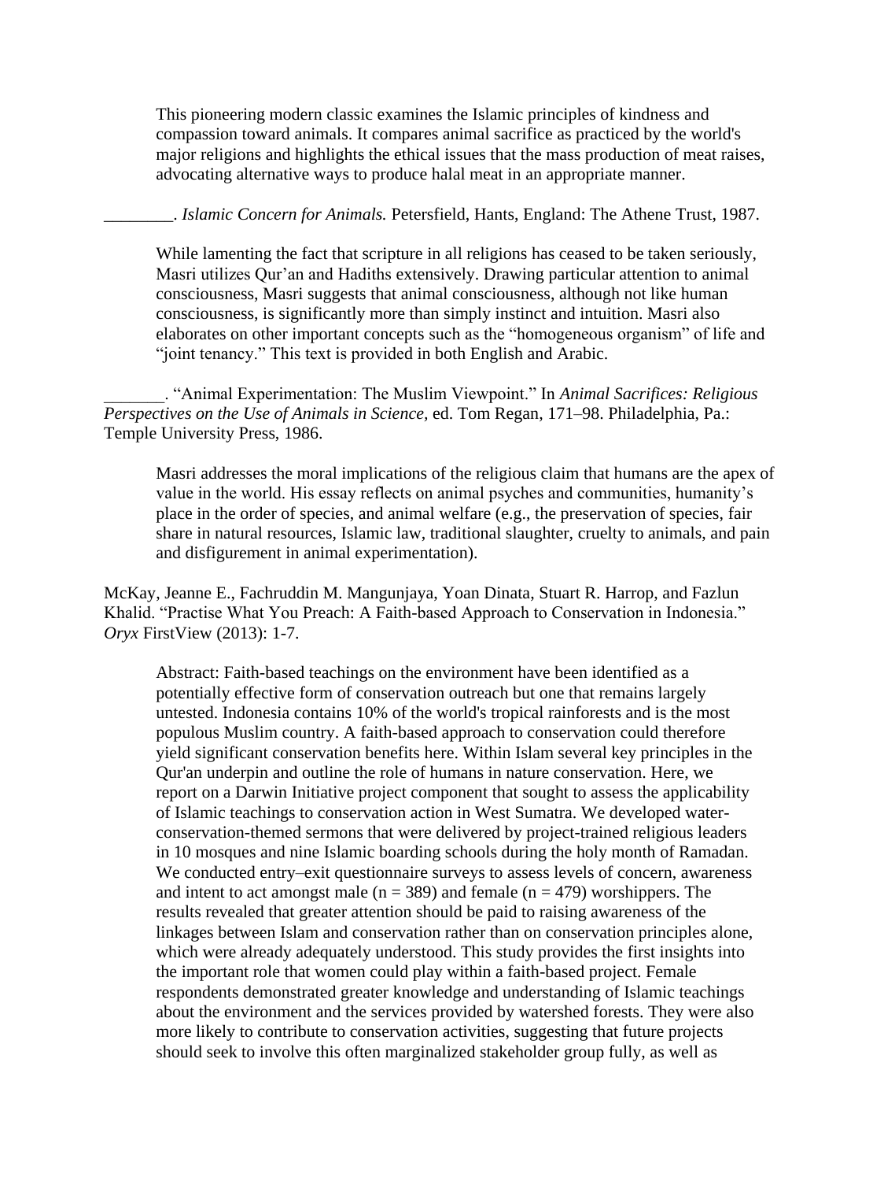This pioneering modern classic examines the Islamic principles of kindness and compassion toward animals. It compares animal sacrifice as practiced by the world's major religions and highlights the ethical issues that the mass production of meat raises, advocating alternative ways to produce halal meat in an appropriate manner.

________. *Islamic Concern for Animals.* Petersfield, Hants, England: The Athene Trust, 1987.

While lamenting the fact that scripture in all religions has ceased to be taken seriously, Masri utilizes Qur'an and Hadiths extensively. Drawing particular attention to animal consciousness, Masri suggests that animal consciousness, although not like human consciousness, is significantly more than simply instinct and intuition. Masri also elaborates on other important concepts such as the "homogeneous organism" of life and "joint tenancy." This text is provided in both English and Arabic.

_______. "Animal Experimentation: The Muslim Viewpoint." In *Animal Sacrifices: Religious Perspectives on the Use of Animals in Science,* ed. Tom Regan, 171–98. Philadelphia, Pa.: Temple University Press, 1986.

Masri addresses the moral implications of the religious claim that humans are the apex of value in the world. His essay reflects on animal psyches and communities, humanity's place in the order of species, and animal welfare (e.g., the preservation of species, fair share in natural resources, Islamic law, traditional slaughter, cruelty to animals, and pain and disfigurement in animal experimentation).

McKay, Jeanne E., Fachruddin M. Mangunjaya, Yoan Dinata, Stuart R. Harrop, and Fazlun Khalid. "Practise What You Preach: A Faith-based Approach to Conservation in Indonesia." *Oryx* FirstView (2013): 1-7.

Abstract: Faith-based teachings on the environment have been identified as a potentially effective form of conservation outreach but one that remains largely untested. Indonesia contains 10% of the world's tropical rainforests and is the most populous Muslim country. A faith-based approach to conservation could therefore yield significant conservation benefits here. Within Islam several key principles in the Qur'an underpin and outline the role of humans in nature conservation. Here, we report on a Darwin Initiative project component that sought to assess the applicability of Islamic teachings to conservation action in West Sumatra. We developed water-conservation-themed sermons that were delivered by project-trained religious leaders in 10 mosques and nine Islamic boarding schools during the holy month of Ramadan. We conducted entry–exit questionnaire surveys to assess levels of concern, awareness and intent to act amongst male ($n = 389$) and female ($n = 479$) worshippers. The results revealed that greater attention should be paid to raising awareness of the linkages between Islam and conservation rather than on conservation principles alone, which were already adequately understood. This study provides the first insights into the important role that women could play within a faith-based project. Female respondents demonstrated greater knowledge and understanding of Islamic teachings about the environment and the services provided by watershed forests. They were also more likely to contribute to conservation activities, suggesting that future projects should seek to involve this often marginalized stakeholder group fully, as well as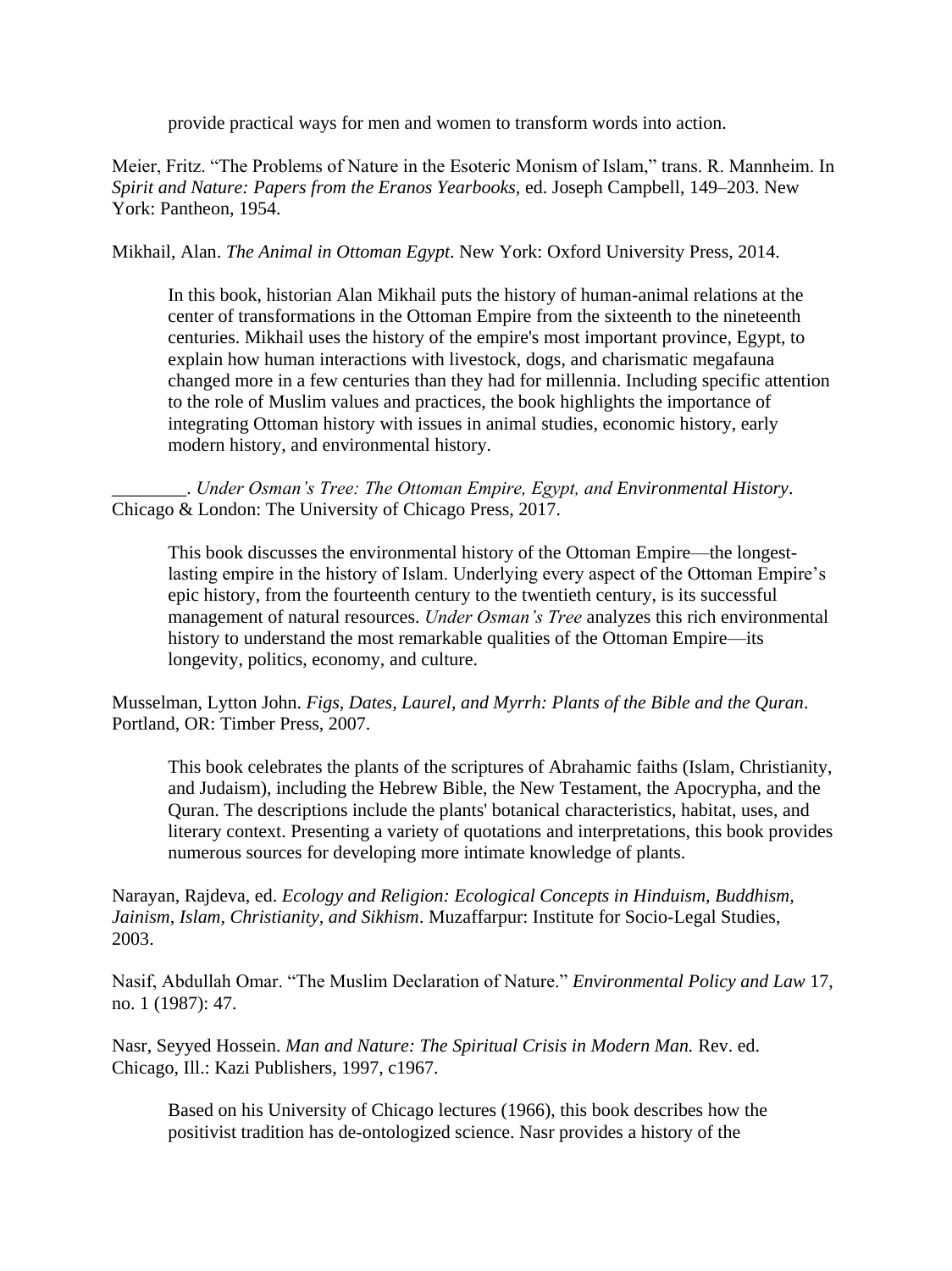provide practical ways for men and women to transform words into action.

Meier, Fritz. “The Problems of Nature in the Esoteric Monism of Islam,” trans. R. Mannheim. In *Spirit and Nature: Papers from the Eranos Yearbooks*, ed. Joseph Campbell, 149–203. New York: Pantheon, 1954.

Mikhail, Alan. *The Animal in Ottoman Egypt*. New York: Oxford University Press, 2014.

> In this book, historian Alan Mikhail puts the history of human-animal relations at the center of transformations in the Ottoman Empire from the sixteenth to the nineteenth centuries. Mikhail uses the history of the empire's most important province, Egypt, to explain how human interactions with livestock, dogs, and charismatic megafauna changed more in a few centuries than they had for millennia. Including specific attention to the role of Muslim values and practices, the book highlights the importance of integrating Ottoman history with issues in animal studies, economic history, early modern history, and environmental history.

________. *Under Osman’s Tree: The Ottoman Empire, Egypt, and Environmental History*. Chicago & London: The University of Chicago Press, 2017.

> This book discusses the environmental history of the Ottoman Empire—the longest-lasting empire in the history of Islam. Underlying every aspect of the Ottoman Empire’s epic history, from the fourteenth century to the twentieth century, is its successful management of natural resources. *Under Osman’s Tree* analyzes this rich environmental history to understand the most remarkable qualities of the Ottoman Empire—its longevity, politics, economy, and culture.

Musselman, Lytton John. *Figs, Dates, Laurel, and Myrrh: Plants of the Bible and the Quran*. Portland, OR: Timber Press, 2007.

> This book celebrates the plants of the scriptures of Abrahamic faiths (Islam, Christianity, and Judaism), including the Hebrew Bible, the New Testament, the Apocrypha, and the Quran. The descriptions include the plants' botanical characteristics, habitat, uses, and literary context. Presenting a variety of quotations and interpretations, this book provides numerous sources for developing more intimate knowledge of plants.

Narayan, Rajdeva, ed. *Ecology and Religion: Ecological Concepts in Hinduism, Buddhism, Jainism, Islam, Christianity, and Sikhism*. Muzaffarpur: Institute for Socio-Legal Studies, 2003.

Nasif, Abdullah Omar. “The Muslim Declaration of Nature.” *Environmental Policy and Law* 17, no. 1 (1987): 47.

Nasr, Seyyed Hossein. *Man and Nature: The Spiritual Crisis in Modern Man.* Rev. ed. Chicago, Ill.: Kazi Publishers, 1997, c1967.

> Based on his University of Chicago lectures (1966), this book describes how the positivist tradition has de-ontologized science. Nasr provides a history of the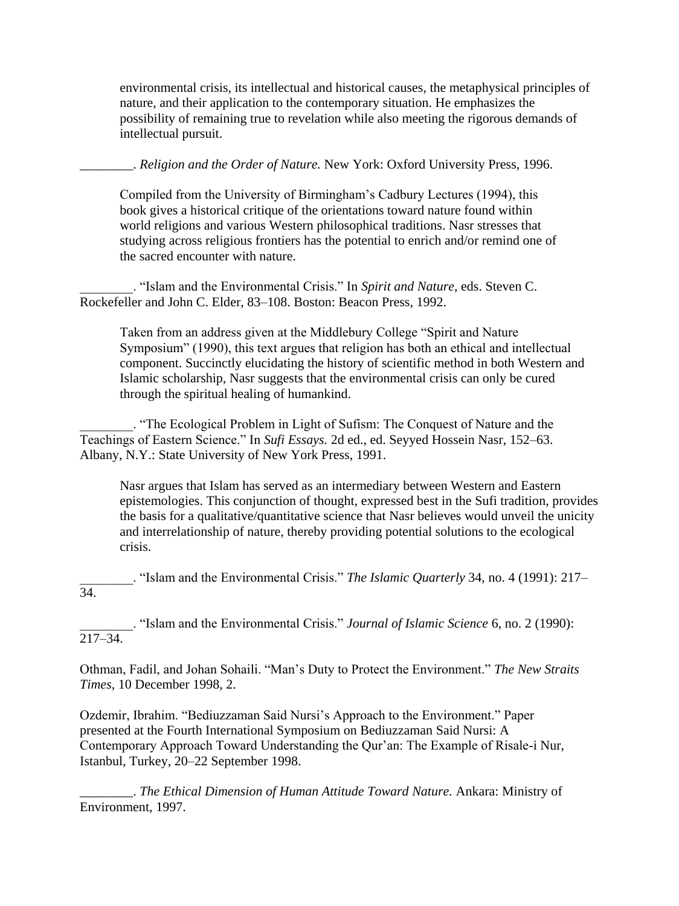environmental crisis, its intellectual and historical causes, the metaphysical principles of nature, and their application to the contemporary situation. He emphasizes the possibility of remaining true to revelation while also meeting the rigorous demands of intellectual pursuit.

________. *Religion and the Order of Nature.* New York: Oxford University Press, 1996.

> Compiled from the University of Birmingham's Cadbury Lectures (1994), this book gives a historical critique of the orientations toward nature found within world religions and various Western philosophical traditions. Nasr stresses that studying across religious frontiers has the potential to enrich and/or remind one of the sacred encounter with nature.

________. "Islam and the Environmental Crisis." In *Spirit and Nature,* eds. Steven C. Rockefeller and John C. Elder, 83–108. Boston: Beacon Press, 1992.

> Taken from an address given at the Middlebury College "Spirit and Nature Symposium" (1990), this text argues that religion has both an ethical and intellectual component. Succinctly elucidating the history of scientific method in both Western and Islamic scholarship, Nasr suggests that the environmental crisis can only be cured through the spiritual healing of humankind.

________. "The Ecological Problem in Light of Sufism: The Conquest of Nature and the Teachings of Eastern Science." In *Sufi Essays.* 2d ed., ed. Seyyed Hossein Nasr, 152–63. Albany, N.Y.: State University of New York Press, 1991.

> Nasr argues that Islam has served as an intermediary between Western and Eastern epistemologies. This conjunction of thought, expressed best in the Sufi tradition, provides the basis for a qualitative/quantitative science that Nasr believes would unveil the unicity and interrelationship of nature, thereby providing potential solutions to the ecological crisis.

________. "Islam and the Environmental Crisis." *The Islamic Quarterly* 34, no. 4 (1991): 217–34.

________. "Islam and the Environmental Crisis." *Journal of Islamic Science* 6, no. 2 (1990): 217–34.

Othman, Fadil, and Johan Sohaili. "Man's Duty to Protect the Environment." *The New Straits Times,* 10 December 1998, 2.

Ozdemir, Ibrahim. "Bediuzzaman Said Nursi's Approach to the Environment." Paper presented at the Fourth International Symposium on Bediuzzaman Said Nursi: A Contemporary Approach Toward Understanding the Qur'an: The Example of Risale-i Nur, Istanbul, Turkey, 20–22 September 1998.

________. *The Ethical Dimension of Human Attitude Toward Nature.* Ankara: Ministry of Environment, 1997.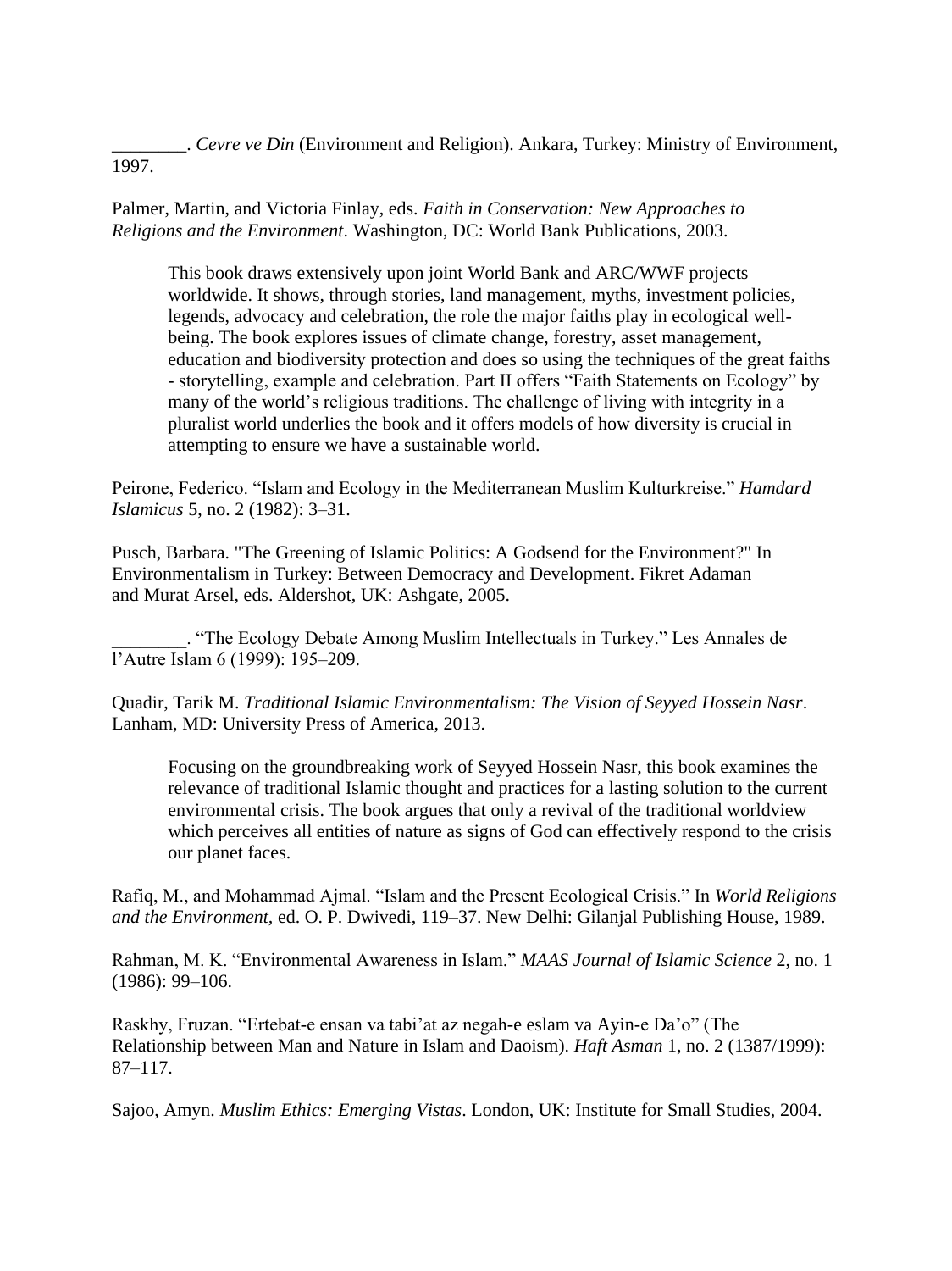________. *Cevre ve Din* (Environment and Religion). Ankara, Turkey: Ministry of Environment, 1997.

Palmer, Martin, and Victoria Finlay, eds. *Faith in Conservation: New Approaches to Religions and the Environment*. Washington, DC: World Bank Publications, 2003.

> This book draws extensively upon joint World Bank and ARC/WWF projects worldwide. It shows, through stories, land management, myths, investment policies, legends, advocacy and celebration, the role the major faiths play in ecological well-being. The book explores issues of climate change, forestry, asset management, education and biodiversity protection and does so using the techniques of the great faiths - storytelling, example and celebration. Part II offers "Faith Statements on Ecology" by many of the world's religious traditions. The challenge of living with integrity in a pluralist world underlies the book and it offers models of how diversity is crucial in attempting to ensure we have a sustainable world.

Peirone, Federico. "Islam and Ecology in the Mediterranean Muslim Kulturkreise." *Hamdard Islamicus* 5, no. 2 (1982): 3–31.

Pusch, Barbara. "The Greening of Islamic Politics: A Godsend for the Environment?" In Environmentalism in Turkey: Between Democracy and Development. Fikret Adaman and Murat Arsel, eds. Aldershot, UK: Ashgate, 2005.

________. "The Ecology Debate Among Muslim Intellectuals in Turkey." Les Annales de l'Autre Islam 6 (1999): 195–209.

Quadir, Tarik M. *Traditional Islamic Environmentalism: The Vision of Seyyed Hossein Nasr*. Lanham, MD: University Press of America, 2013.

> Focusing on the groundbreaking work of Seyyed Hossein Nasr, this book examines the relevance of traditional Islamic thought and practices for a lasting solution to the current environmental crisis. The book argues that only a revival of the traditional worldview which perceives all entities of nature as signs of God can effectively respond to the crisis our planet faces.

Rafiq, M., and Mohammad Ajmal. "Islam and the Present Ecological Crisis." In *World Religions and the Environment*, ed. O. P. Dwivedi, 119–37. New Delhi: Gilanjal Publishing House, 1989.

Rahman, M. K. "Environmental Awareness in Islam." *MAAS Journal of Islamic Science* 2, no. 1 (1986): 99–106.

Raskhy, Fruzan. "Ertebat-e ensan va tabi'at az negah-e eslam va Ayin-e Da'o" (The Relationship between Man and Nature in Islam and Daoism). *Haft Asman* 1, no. 2 (1387/1999): 87–117.

Sajoo, Amyn. *Muslim Ethics: Emerging Vistas*. London, UK: Institute for Small Studies, 2004.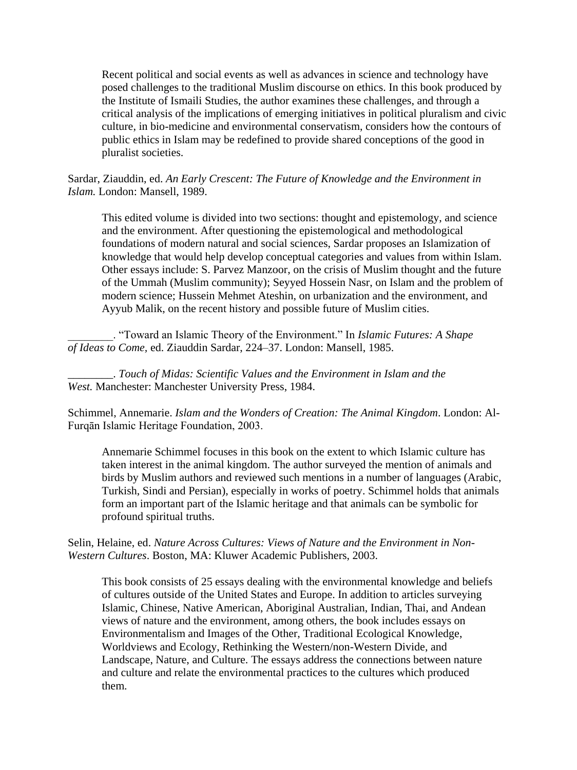Recent political and social events as well as advances in science and technology have posed challenges to the traditional Muslim discourse on ethics. In this book produced by the Institute of Ismaili Studies, the author examines these challenges, and through a critical analysis of the implications of emerging initiatives in political pluralism and civic culture, in bio-medicine and environmental conservatism, considers how the contours of public ethics in Islam may be redefined to provide shared conceptions of the good in pluralist societies.

Sardar, Ziauddin, ed. *An Early Crescent: The Future of Knowledge and the Environment in Islam.* London: Mansell, 1989.

This edited volume is divided into two sections: thought and epistemology, and science and the environment. After questioning the epistemological and methodological foundations of modern natural and social sciences, Sardar proposes an Islamization of knowledge that would help develop conceptual categories and values from within Islam. Other essays include: S. Parvez Manzoor, on the crisis of Muslim thought and the future of the Ummah (Muslim community); Seyyed Hossein Nasr, on Islam and the problem of modern science; Hussein Mehmet Ateshin, on urbanization and the environment, and Ayyub Malik, on the recent history and possible future of Muslim cities.

________. "Toward an Islamic Theory of the Environment." In *Islamic Futures: A Shape of Ideas to Come*, ed. Ziauddin Sardar, 224–37. London: Mansell, 1985.

________. *Touch of Midas: Scientific Values and the Environment in Islam and the West.* Manchester: Manchester University Press, 1984.

Schimmel, Annemarie. *Islam and the Wonders of Creation: The Animal Kingdom*. London: Al-Furqān Islamic Heritage Foundation, 2003.

Annemarie Schimmel focuses in this book on the extent to which Islamic culture has taken interest in the animal kingdom. The author surveyed the mention of animals and birds by Muslim authors and reviewed such mentions in a number of languages (Arabic, Turkish, Sindi and Persian), especially in works of poetry. Schimmel holds that animals form an important part of the Islamic heritage and that animals can be symbolic for profound spiritual truths.

Selin, Helaine, ed. *Nature Across Cultures: Views of Nature and the Environment in Non-Western Cultures*. Boston, MA: Kluwer Academic Publishers, 2003.

This book consists of 25 essays dealing with the environmental knowledge and beliefs of cultures outside of the United States and Europe. In addition to articles surveying Islamic, Chinese, Native American, Aboriginal Australian, Indian, Thai, and Andean views of nature and the environment, among others, the book includes essays on Environmentalism and Images of the Other, Traditional Ecological Knowledge, Worldviews and Ecology, Rethinking the Western/non-Western Divide, and Landscape, Nature, and Culture. The essays address the connections between nature and culture and relate the environmental practices to the cultures which produced them.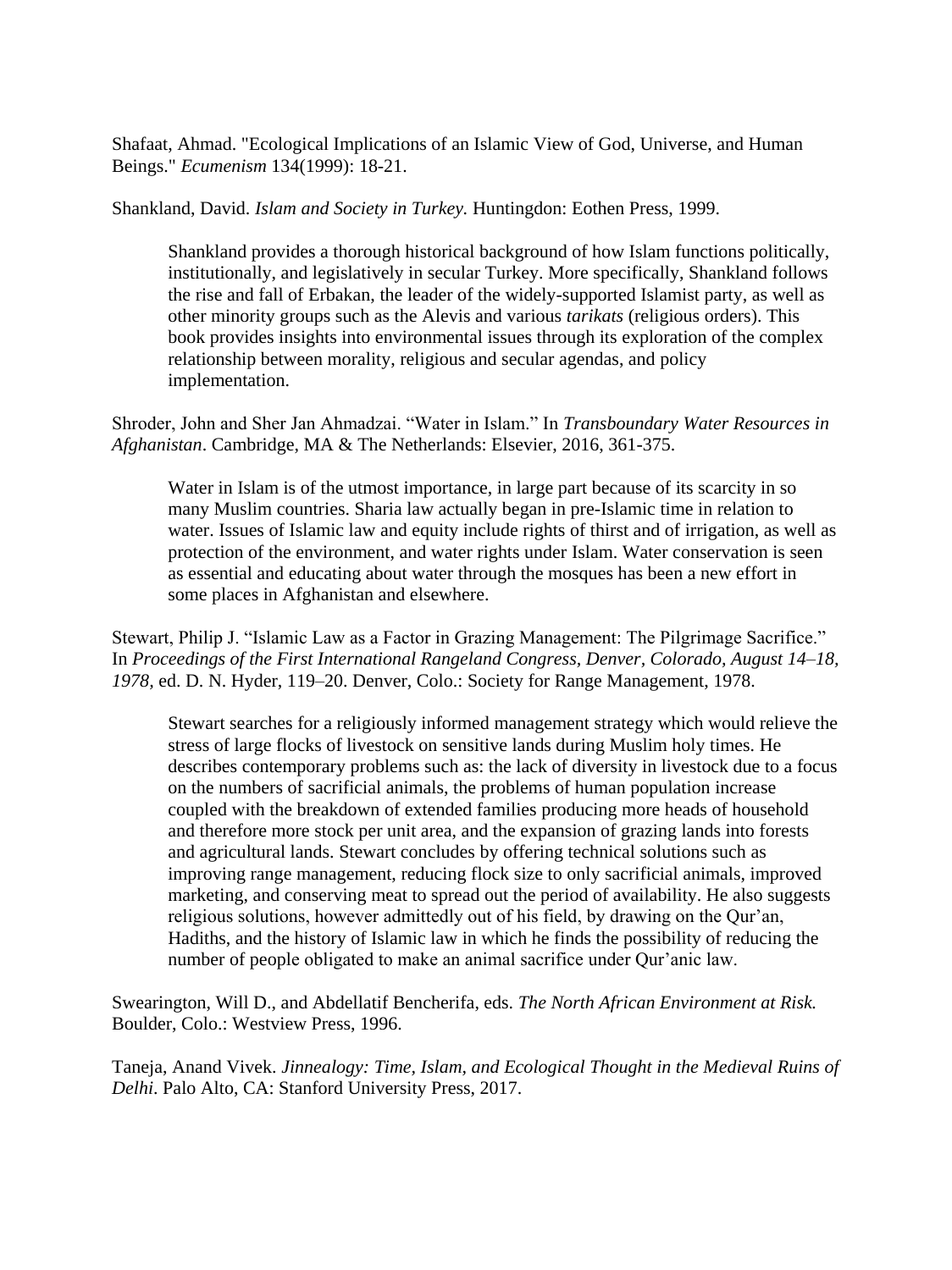Shafaat, Ahmad. "Ecological Implications of an Islamic View of God, Universe, and Human Beings." *Ecumenism* 134(1999): 18-21.

Shankland, David. *Islam and Society in Turkey.* Huntingdon: Eothen Press, 1999.

> Shankland provides a thorough historical background of how Islam functions politically, institutionally, and legislatively in secular Turkey. More specifically, Shankland follows the rise and fall of Erbakan, the leader of the widely-supported Islamist party, as well as other minority groups such as the Alevis and various *tarikats* (religious orders). This book provides insights into environmental issues through its exploration of the complex relationship between morality, religious and secular agendas, and policy implementation.

Shroder, John and Sher Jan Ahmadzai. "Water in Islam." In *Transboundary Water Resources in Afghanistan*. Cambridge, MA & The Netherlands: Elsevier, 2016, 361-375.

> Water in Islam is of the utmost importance, in large part because of its scarcity in so many Muslim countries. Sharia law actually began in pre-Islamic time in relation to water. Issues of Islamic law and equity include rights of thirst and of irrigation, as well as protection of the environment, and water rights under Islam. Water conservation is seen as essential and educating about water through the mosques has been a new effort in some places in Afghanistan and elsewhere.

Stewart, Philip J. "Islamic Law as a Factor in Grazing Management: The Pilgrimage Sacrifice." In *Proceedings of the First International Rangeland Congress, Denver, Colorado, August 14–18, 1978,* ed. D. N. Hyder, 119–20. Denver, Colo.: Society for Range Management, 1978.

> Stewart searches for a religiously informed management strategy which would relieve the stress of large flocks of livestock on sensitive lands during Muslim holy times. He describes contemporary problems such as: the lack of diversity in livestock due to a focus on the numbers of sacrificial animals, the problems of human population increase coupled with the breakdown of extended families producing more heads of household and therefore more stock per unit area, and the expansion of grazing lands into forests and agricultural lands. Stewart concludes by offering technical solutions such as improving range management, reducing flock size to only sacrificial animals, improved marketing, and conserving meat to spread out the period of availability. He also suggests religious solutions, however admittedly out of his field, by drawing on the Qur'an, Hadiths, and the history of Islamic law in which he finds the possibility of reducing the number of people obligated to make an animal sacrifice under Qur'anic law.

Swearington, Will D., and Abdellatif Bencherifa, eds. *The North African Environment at Risk.* Boulder, Colo.: Westview Press, 1996.

Taneja, Anand Vivek. *Jinnealogy: Time, Islam, and Ecological Thought in the Medieval Ruins of Delhi*. Palo Alto, CA: Stanford University Press, 2017.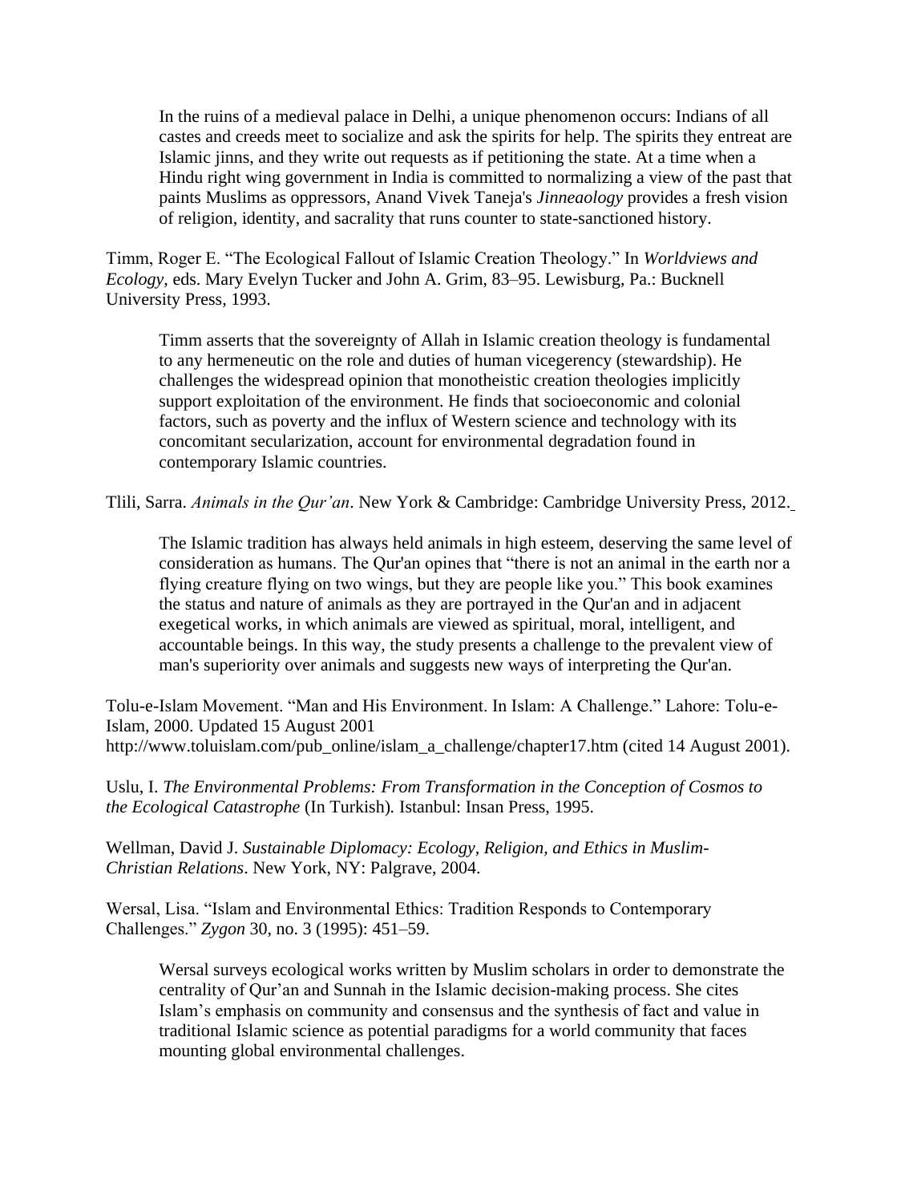In the ruins of a medieval palace in Delhi, a unique phenomenon occurs: Indians of all castes and creeds meet to socialize and ask the spirits for help. The spirits they entreat are Islamic jinns, and they write out requests as if petitioning the state. At a time when a Hindu right wing government in India is committed to normalizing a view of the past that paints Muslims as oppressors, Anand Vivek Taneja's *Jinneaology* provides a fresh vision of religion, identity, and sacrality that runs counter to state-sanctioned history.

Timm, Roger E. "The Ecological Fallout of Islamic Creation Theology." In *Worldviews and Ecology,* eds. Mary Evelyn Tucker and John A. Grim, 83–95. Lewisburg, Pa.: Bucknell University Press, 1993.

Timm asserts that the sovereignty of Allah in Islamic creation theology is fundamental to any hermeneutic on the role and duties of human vicegerency (stewardship). He challenges the widespread opinion that monotheistic creation theologies implicitly support exploitation of the environment. He finds that socioeconomic and colonial factors, such as poverty and the influx of Western science and technology with its concomitant secularization, account for environmental degradation found in contemporary Islamic countries.

Tlili, Sarra. *Animals in the Qur'an*. New York & Cambridge: Cambridge University Press, 2012.

The Islamic tradition has always held animals in high esteem, deserving the same level of consideration as humans. The Qur'an opines that "there is not an animal in the earth nor a flying creature flying on two wings, but they are people like you." This book examines the status and nature of animals as they are portrayed in the Qur'an and in adjacent exegetical works, in which animals are viewed as spiritual, moral, intelligent, and accountable beings. In this way, the study presents a challenge to the prevalent view of man's superiority over animals and suggests new ways of interpreting the Qur'an.

Tolu-e-Islam Movement. "Man and His Environment. In Islam: A Challenge." Lahore: Tolu-e-Islam, 2000. Updated 15 August 2001 http://www.toluislam.com/pub_online/islam_a_challenge/chapter17.htm (cited 14 August 2001).

Uslu, I. *The Environmental Problems: From Transformation in the Conception of Cosmos to the Ecological Catastrophe* (In Turkish)*.* Istanbul: Insan Press, 1995.

Wellman, David J. *Sustainable Diplomacy: Ecology, Religion, and Ethics in Muslim-Christian Relations*. New York, NY: Palgrave, 2004.

Wersal, Lisa. "Islam and Environmental Ethics: Tradition Responds to Contemporary Challenges." *Zygon* 30, no. 3 (1995): 451–59.

Wersal surveys ecological works written by Muslim scholars in order to demonstrate the centrality of Qur'an and Sunnah in the Islamic decision-making process. She cites Islam's emphasis on community and consensus and the synthesis of fact and value in traditional Islamic science as potential paradigms for a world community that faces mounting global environmental challenges.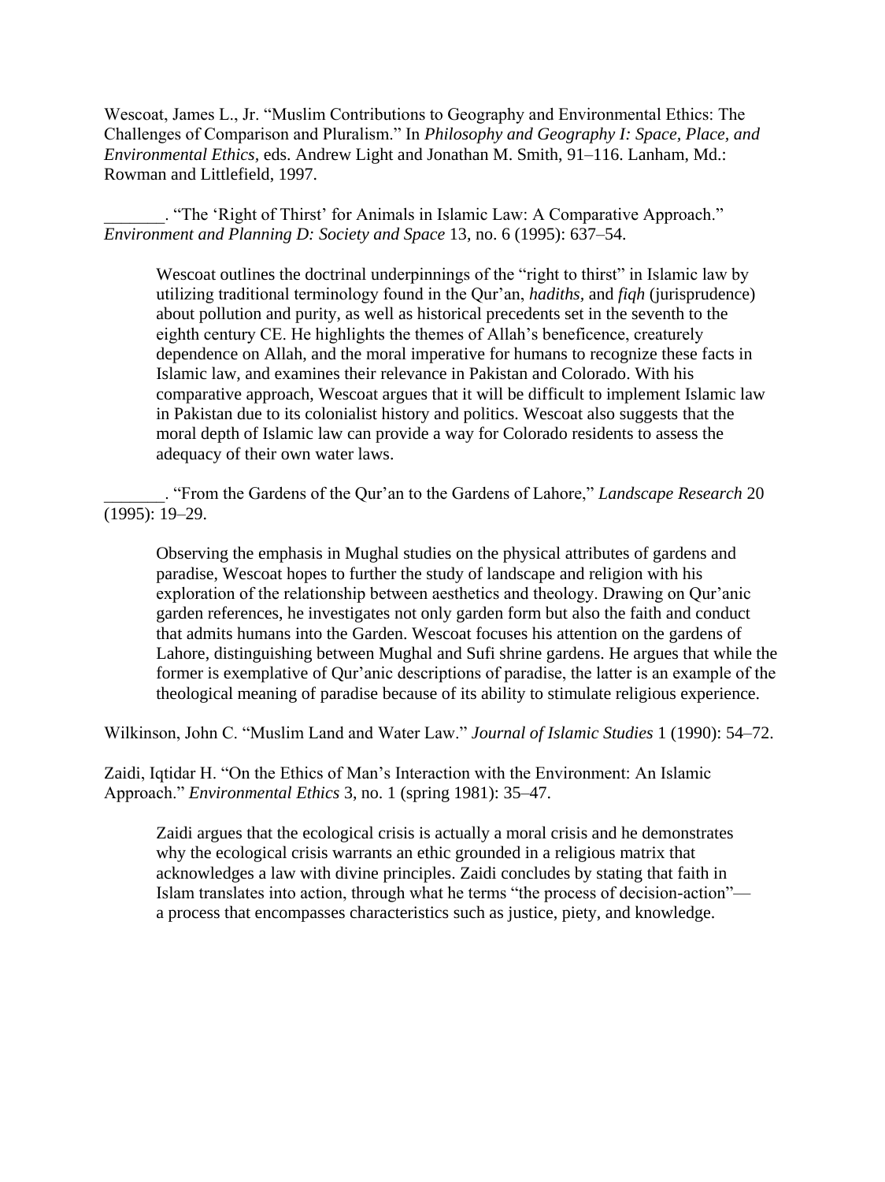Wescoat, James L., Jr. "Muslim Contributions to Geography and Environmental Ethics: The Challenges of Comparison and Pluralism." In *Philosophy and Geography I: Space, Place, and Environmental Ethics*, eds. Andrew Light and Jonathan M. Smith, 91–116. Lanham, Md.: Rowman and Littlefield, 1997.

_______. "The 'Right of Thirst' for Animals in Islamic Law: A Comparative Approach." *Environment and Planning D: Society and Space* 13, no. 6 (1995): 637–54.

> Wescoat outlines the doctrinal underpinnings of the "right to thirst" in Islamic law by utilizing traditional terminology found in the Qur'an, *hadiths*, and *fiqh* (jurisprudence) about pollution and purity, as well as historical precedents set in the seventh to the eighth century CE. He highlights the themes of Allah's beneficence, creaturely dependence on Allah, and the moral imperative for humans to recognize these facts in Islamic law, and examines their relevance in Pakistan and Colorado. With his comparative approach, Wescoat argues that it will be difficult to implement Islamic law in Pakistan due to its colonialist history and politics. Wescoat also suggests that the moral depth of Islamic law can provide a way for Colorado residents to assess the adequacy of their own water laws.

_______. "From the Gardens of the Qur'an to the Gardens of Lahore," *Landscape Research* 20 (1995): 19–29.

> Observing the emphasis in Mughal studies on the physical attributes of gardens and paradise, Wescoat hopes to further the study of landscape and religion with his exploration of the relationship between aesthetics and theology. Drawing on Qur'anic garden references, he investigates not only garden form but also the faith and conduct that admits humans into the Garden. Wescoat focuses his attention on the gardens of Lahore, distinguishing between Mughal and Sufi shrine gardens. He argues that while the former is exemplative of Qur'anic descriptions of paradise, the latter is an example of the theological meaning of paradise because of its ability to stimulate religious experience.

Wilkinson, John C. "Muslim Land and Water Law." *Journal of Islamic Studies* 1 (1990): 54–72.

Zaidi, Iqtidar H. "On the Ethics of Man's Interaction with the Environment: An Islamic Approach." *Environmental Ethics* 3, no. 1 (spring 1981): 35–47.

> Zaidi argues that the ecological crisis is actually a moral crisis and he demonstrates why the ecological crisis warrants an ethic grounded in a religious matrix that acknowledges a law with divine principles. Zaidi concludes by stating that faith in Islam translates into action, through what he terms "the process of decision-action"—a process that encompasses characteristics such as justice, piety, and knowledge.